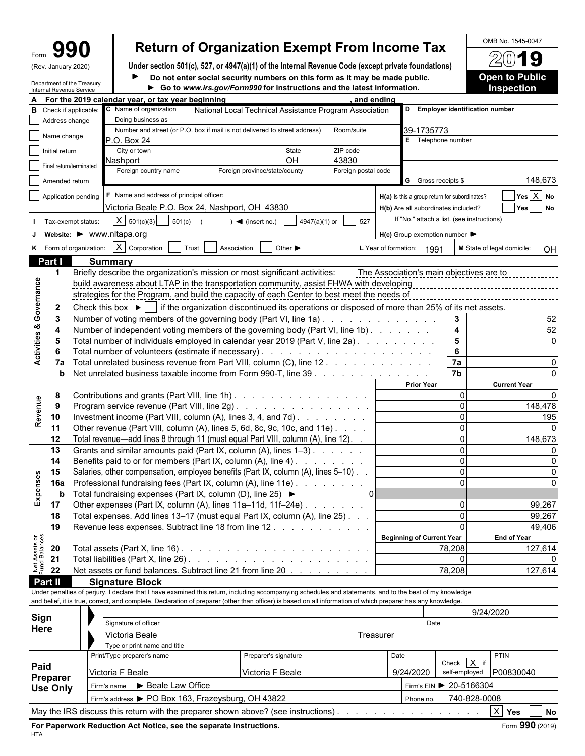Form **990** (Rev. January 2020)

Department of the Treasury
Internal Revenue Service

# Return of Organization Exempt From Income Tax

**Under section 501(c), 527, or 4947(a)(1) of the Internal Revenue Code (except private foundations)**

▶ **Do not enter social security numbers on this form as it may be made public.**

▶ **Go to *www.irs.gov/Form990* for instructions and the latest information.**

OMB No. 1545-0047

**2019**

**Open to Public Inspection**

**A** For the 2019 calendar year, or tax year beginning , and ending

**B** Check if applicable:
- ☐ Address change
- ☐ Name change
- ☐ Initial return
- ☐ Final return/terminated
- ☐ Amended return
- ☐ Application pending

**C** Name of organization: National Local Technical Assistance Program Association

Doing business as:

Number and street (or P.O. box if mail is not delivered to street address): P.O. Box 24 | Room/suite:

City or town: Nashport | State: OH | ZIP code: 43830

Foreign country name | Foreign province/state/county | Foreign postal code

**D** Employer identification number: 39-1735773

**E** Telephone number:

**G** Gross receipts $ 148,673

**F** Name and address of principal officer: Victoria Beale P.O. Box 24, Nashport, OH 43830

**H(a)** Is this a group return for subordinates? ☐ Yes ☒ No

**H(b)** Are all subordinates included? ☐ Yes ☐ No

If "No," attach a list. (see instructions)

**H(c)** Group exemption number ▶

**I** Tax-exempt status: ☒ 501(c)(3) ☐ 501(c) ( ) ◀ (insert no.) ☐ 4947(a)(1) or ☐ 527

**J** Website: ▶ www.nltapa.org

**K** Form of organization: ☒ Corporation ☐ Trust ☐ Association ☐ Other ▶

**L** Year of formation: 1991 **M** State of legal domicile: OH

## Part I Summary

### Activities & Governance

1. Briefly describe the organization's mission or most significant activities: The Association's main objectives are to build awareness about LTAP in the transportation community, assist FHWA with developing strategies for the Program, and build the capacity of each Center to best meet the needs of
2. Check this box ▶ ☐ if the organization discontinued its operations or disposed of more than 25% of its net assets.

| Line | Description | | Value |
|---|---|---|---|
| 3 | Number of voting members of the governing body (Part VI, line 1a) | 3 | 52 |
| 4 | Number of independent voting members of the governing body (Part VI, line 1b) | 4 | 52 |
| 5 | Total number of individuals employed in calendar year 2019 (Part V, line 2a) | 5 | 0 |
| 6 | Total number of volunteers (estimate if necessary) | 6 | |
| 7a | Total unrelated business revenue from Part VIII, column (C), line 12 | 7a | 0 |
| b | Net unrelated business taxable income from Form 990-T, line 39 | 7b | 0 |

### Revenue

| Line | Description | Prior Year | Current Year |
|---|---|---|---|
| 8 | Contributions and grants (Part VIII, line 1h) | 0 | 0 |
| 9 | Program service revenue (Part VIII, line 2g) | 0 | 148,478 |
| 10 | Investment income (Part VIII, column (A), lines 3, 4, and 7d) | 0 | 195 |
| 11 | Other revenue (Part VIII, column (A), lines 5, 6d, 8c, 9c, 10c, and 11e) | 0 | 0 |
| 12 | Total revenue—add lines 8 through 11 (must equal Part VIII, column (A), line 12) | 0 | 148,673 |

### Expenses

| Line | Description | Prior Year | Current Year |
|---|---|---|---|
| 13 | Grants and similar amounts paid (Part IX, column (A), lines 1–3) | 0 | 0 |
| 14 | Benefits paid to or for members (Part IX, column (A), line 4) | 0 | 0 |
| 15 | Salaries, other compensation, employee benefits (Part IX, column (A), lines 5–10) | 0 | 0 |
| 16a | Professional fundraising fees (Part IX, column (A), line 11e) | 0 | 0 |
| b | Total fundraising expenses (Part IX, column (D), line 25) ▶ 0 | | |
| 17 | Other expenses (Part IX, column (A), lines 11a–11d, 11f–24e) | 0 | 99,267 |
| 18 | Total expenses. Add lines 13–17 (must equal Part IX, column (A), line 25) | 0 | 99,267 |
| 19 | Revenue less expenses. Subtract line 18 from line 12 | 0 | 49,406 |

### Net Assets or Fund Balances

| Line | Description | Beginning of Current Year | End of Year |
|---|---|---|---|
| 20 | Total assets (Part X, line 16) | 78,208 | 127,614 |
| 21 | Total liabilities (Part X, line 26) | 0 | 0 |
| 22 | Net assets or fund balances. Subtract line 21 from line 20 | 78,208 | 127,614 |

## Part II Signature Block

Under penalties of perjury, I declare that I have examined this return, including accompanying schedules and statements, and to the best of my knowledge and belief, it is true, correct, and complete. Declaration of preparer (other than officer) is based on all information of which preparer has any knowledge.

**Sign Here**

Signature of officer | Date: 9/24/2020

Victoria Beale, Treasurer
Type or print name and title

**Paid Preparer Use Only**

| Print/Type preparer's name | Preparer's signature | Date | Check ☒ if self-employed | PTIN |
|---|---|---|---|---|
| Victoria F Beale | Victoria F Beale | 9/24/2020 | | P00830040 |

Firm's name ▶ Beale Law Office | Firm's EIN ▶ 20-5166304

Firm's address ▶ PO Box 163, Frazeysburg, OH 43822 | Phone no. 740-828-0008

May the IRS discuss this return with the preparer shown above? (see instructions) ☒ Yes ☐ No

**For Paperwork Reduction Act Notice, see the separate instructions.** Form **990** (2019)

HTA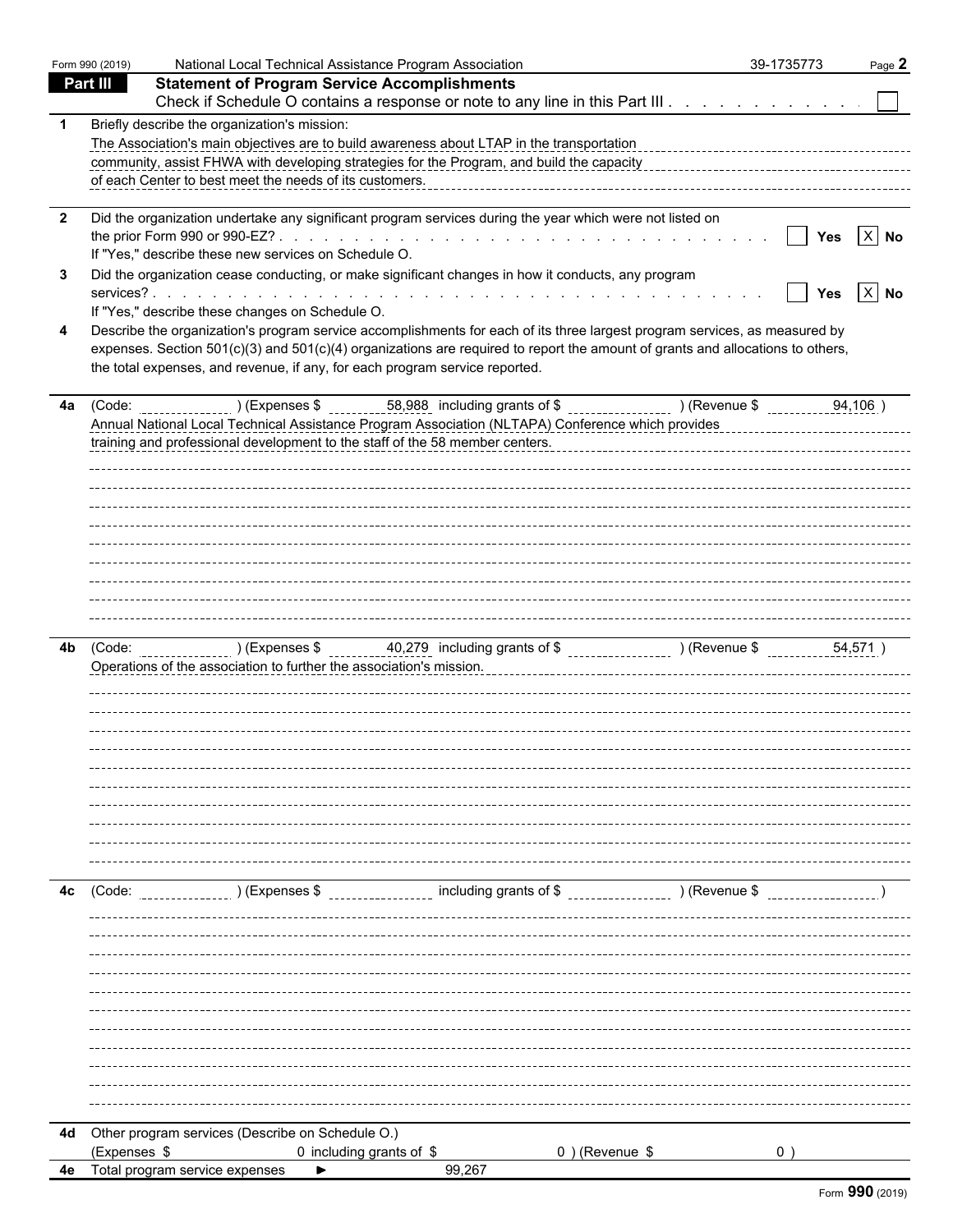Form 990 (2019) National Local Technical Assistance Program Association 39-1735773

## Part III Statement of Program Service Accomplishments

Check if Schedule O contains a response or note to any line in this Part III . . . . . . . . . . . . ☐

**1** Briefly describe the organization's mission:

The Association's main objectives are to build awareness about LTAP in the transportation community, assist FHWA with developing strategies for the Program, and build the capacity of each Center to best meet the needs of its customers.

**2** Did the organization undertake any significant program services during the year which were not listed on the prior Form 990 or 990-EZ? . . . . . . . . . . . . . . . . . . . . . . . . . . . . . . ☐ Yes ☒ No

If "Yes," describe these new services on Schedule O.

**3** Did the organization cease conducting, or make significant changes in how it conducts, any program services? . . . . . . . . . . . . . . . . . . . . . . . . . . . . . . . . . . . . . ☐ Yes ☒ No

If "Yes," describe these changes on Schedule O.

**4** Describe the organization's program service accomplishments for each of its three largest program services, as measured by expenses. Section 501(c)(3) and 501(c)(4) organizations are required to report the amount of grants and allocations to others, the total expenses, and revenue, if any, for each program service reported.

**4a** (Code: ) (Expenses $ 58,988 including grants of $ ) (Revenue $ 94,106 )

Annual National Local Technical Assistance Program Association (NLTAPA) Conference which provides training and professional development to the staff of the 58 member centers.

**4b** (Code: ) (Expenses $ 40,279 including grants of $ ) (Revenue $ 54,571 )

Operations of the association to further the association's mission.

**4c** (Code: ) (Expenses $ including grants of $ ) (Revenue $ )

**4d** Other program services (Describe on Schedule O.)

(Expenses $ 0 including grants of $ 0 ) (Revenue $ 0 )

**4e** Total program service expenses ► 99,267

Form **990** (2019)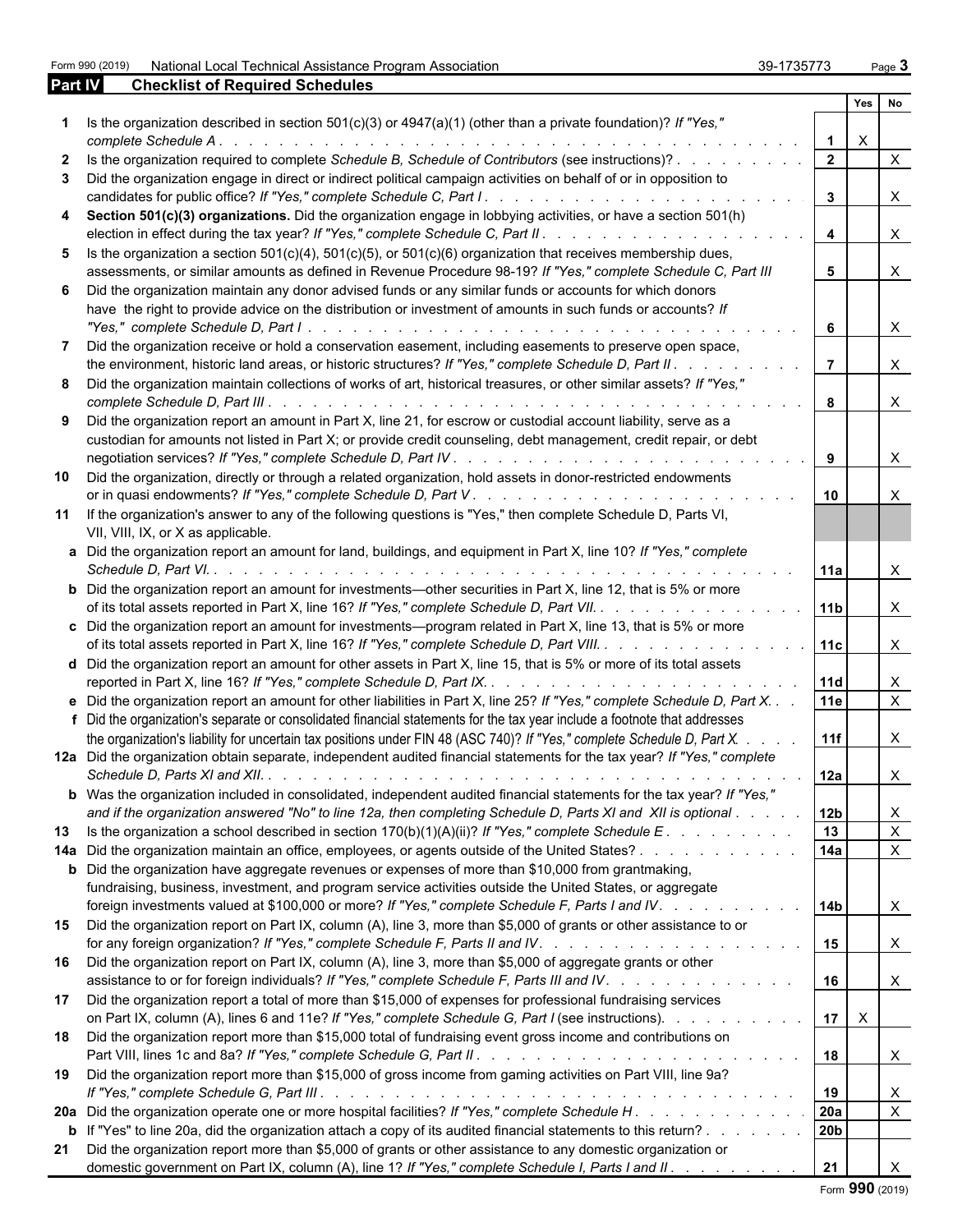Form 990 (2019) National Local Technical Assistance Program Association 39-1735773

## Part IV Checklist of Required Schedules

| | | | Yes | No |
|---|---|---|---|---|
| 1 | Is the organization described in section 501(c)(3) or 4947(a)(1) (other than a private foundation)? *If "Yes," complete Schedule A* | 1 | X | |
| 2 | Is the organization required to complete *Schedule B, Schedule of Contributors* (see instructions)? | 2 | | X |
| 3 | Did the organization engage in direct or indirect political campaign activities on behalf of or in opposition to candidates for public office? *If "Yes," complete Schedule C, Part I* | 3 | | X |
| 4 | **Section 501(c)(3) organizations.** Did the organization engage in lobbying activities, or have a section 501(h) election in effect during the tax year? *If "Yes," complete Schedule C, Part II* | 4 | | X |
| 5 | Is the organization a section 501(c)(4), 501(c)(5), or 501(c)(6) organization that receives membership dues, assessments, or similar amounts as defined in Revenue Procedure 98-19? *If "Yes," complete Schedule C, Part III* | 5 | | X |
| 6 | Did the organization maintain any donor advised funds or any similar funds or accounts for which donors have the right to provide advice on the distribution or investment of amounts in such funds or accounts? *If "Yes," complete Schedule D, Part I* | 6 | | X |
| 7 | Did the organization receive or hold a conservation easement, including easements to preserve open space, the environment, historic land areas, or historic structures? *If "Yes," complete Schedule D, Part II* | 7 | | X |
| 8 | Did the organization maintain collections of works of art, historical treasures, or other similar assets? *If "Yes," complete Schedule D, Part III* | 8 | | X |
| 9 | Did the organization report an amount in Part X, line 21, for escrow or custodial account liability, serve as a custodian for amounts not listed in Part X; or provide credit counseling, debt management, credit repair, or debt negotiation services? *If "Yes," complete Schedule D, Part IV* | 9 | | X |
| 10 | Did the organization, directly or through a related organization, hold assets in donor-restricted endowments or in quasi endowments? *If "Yes," complete Schedule D, Part V* | 10 | | X |
| 11 | If the organization's answer to any of the following questions is "Yes," then complete Schedule D, Parts VI, VII, VIII, IX, or X as applicable. | | | |
| a | Did the organization report an amount for land, buildings, and equipment in Part X, line 10? *If "Yes," complete Schedule D, Part VI.* | 11a | | X |
| b | Did the organization report an amount for investments—other securities in Part X, line 12, that is 5% or more of its total assets reported in Part X, line 16? *If "Yes," complete Schedule D, Part VII.* | 11b | | X |
| c | Did the organization report an amount for investments—program related in Part X, line 13, that is 5% or more of its total assets reported in Part X, line 16? *If "Yes," complete Schedule D, Part VIII.* | 11c | | X |
| d | Did the organization report an amount for other assets in Part X, line 15, that is 5% or more of its total assets reported in Part X, line 16? *If "Yes," complete Schedule D, Part IX.* | 11d | | X |
| e | Did the organization report an amount for other liabilities in Part X, line 25? *If "Yes," complete Schedule D, Part X.* | 11e | | X |
| f | Did the organization's separate or consolidated financial statements for the tax year include a footnote that addresses the organization's liability for uncertain tax positions under FIN 48 (ASC 740)? *If "Yes," complete Schedule D, Part X.* | 11f | | X |
| 12a | Did the organization obtain separate, independent audited financial statements for the tax year? *If "Yes," complete Schedule D, Parts XI and XII.* | 12a | | X |
| b | Was the organization included in consolidated, independent audited financial statements for the tax year? *If "Yes," and if the organization answered "No" to line 12a, then completing Schedule D, Parts XI and XII is optional* | 12b | | X |
| 13 | Is the organization a school described in section 170(b)(1)(A)(ii)? *If "Yes," complete Schedule E* | 13 | | X |
| 14a | Did the organization maintain an office, employees, or agents outside of the United States? | 14a | | X |
| b | Did the organization have aggregate revenues or expenses of more than $10,000 from grantmaking, fundraising, business, investment, and program service activities outside the United States, or aggregate foreign investments valued at $100,000 or more? *If "Yes," complete Schedule F, Parts I and IV.* | 14b | | X |
| 15 | Did the organization report on Part IX, column (A), line 3, more than $5,000 of grants or other assistance to or for any foreign organization? *If "Yes," complete Schedule F, Parts II and IV.* | 15 | | X |
| 16 | Did the organization report on Part IX, column (A), line 3, more than $5,000 of aggregate grants or other assistance to or for foreign individuals? *If "Yes," complete Schedule F, Parts III and IV.* | 16 | | X |
| 17 | Did the organization report a total of more than $15,000 of expenses for professional fundraising services on Part IX, column (A), lines 6 and 11e? *If "Yes," complete Schedule G, Part I* (see instructions). | 17 | X | |
| 18 | Did the organization report more than $15,000 total of fundraising event gross income and contributions on Part VIII, lines 1c and 8a? *If "Yes," complete Schedule G, Part II* | 18 | | X |
| 19 | Did the organization report more than $15,000 of gross income from gaming activities on Part VIII, line 9a? *If "Yes," complete Schedule G, Part III* | 19 | | X |
| 20a | Did the organization operate one or more hospital facilities? *If "Yes," complete Schedule H* | 20a | | X |
| b | If "Yes" to line 20a, did the organization attach a copy of its audited financial statements to this return? | 20b | | |
| 21 | Did the organization report more than $5,000 of grants or other assistance to any domestic organization or domestic government on Part IX, column (A), line 1? *If "Yes," complete Schedule I, Parts I and II* | 21 | | X |

Form **990** (2019)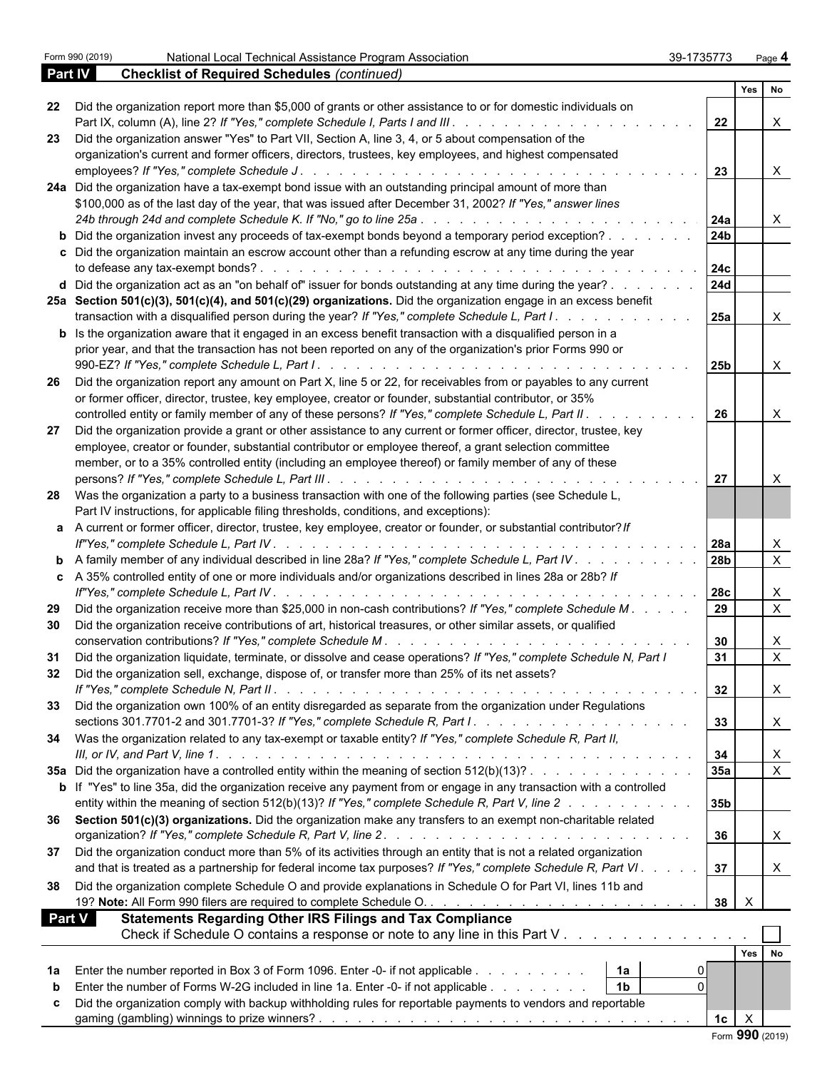Form 990 (2019) National Local Technical Assistance Program Association 39-1735773

## Part IV Checklist of Required Schedules *(continued)*

| | | | Yes | No |
|---|---|---|---|---|
| 22 | Did the organization report more than $5,000 of grants or other assistance to or for domestic individuals on Part IX, column (A), line 2? *If "Yes," complete Schedule I, Parts I and III* | 22 | | X |
| 23 | Did the organization answer "Yes" to Part VII, Section A, line 3, 4, or 5 about compensation of the organization's current and former officers, directors, trustees, key employees, and highest compensated employees? *If "Yes," complete Schedule J* | 23 | | X |
| 24a | Did the organization have a tax-exempt bond issue with an outstanding principal amount of more than $100,000 as of the last day of the year, that was issued after December 31, 2002? *If "Yes," answer lines 24b through 24d and complete Schedule K. If "No," go to line 25a* | 24a | | X |
| b | Did the organization invest any proceeds of tax-exempt bonds beyond a temporary period exception? | 24b | | |
| c | Did the organization maintain an escrow account other than a refunding escrow at any time during the year to defease any tax-exempt bonds? | 24c | | |
| d | Did the organization act as an "on behalf of" issuer for bonds outstanding at any time during the year? | 24d | | |
| 25a | **Section 501(c)(3), 501(c)(4), and 501(c)(29) organizations.** Did the organization engage in an excess benefit transaction with a disqualified person during the year? *If "Yes," complete Schedule L, Part I* | 25a | | X |
| b | Is the organization aware that it engaged in an excess benefit transaction with a disqualified person in a prior year, and that the transaction has not been reported on any of the organization's prior Forms 990 or 990-EZ? *If "Yes," complete Schedule L, Part I* | 25b | | X |
| 26 | Did the organization report any amount on Part X, line 5 or 22, for receivables from or payables to any current or former officer, director, trustee, key employee, creator or founder, substantial contributor, or 35% controlled entity or family member of any of these persons? *If "Yes," complete Schedule L, Part II* | 26 | | X |
| 27 | Did the organization provide a grant or other assistance to any current or former officer, director, trustee, key employee, creator or founder, substantial contributor or employee thereof, a grant selection committee member, or to a 35% controlled entity (including an employee thereof) or family member of any of these persons? *If "Yes," complete Schedule L, Part III* | 27 | | X |
| 28 | Was the organization a party to a business transaction with one of the following parties (see Schedule L, Part IV instructions, for applicable filing thresholds, conditions, and exceptions): | | | |
| a | A current or former officer, director, trustee, key employee, creator or founder, or substantial contributor? *If "Yes," complete Schedule L, Part IV* | 28a | | X |
| b | A family member of any individual described in line 28a? *If "Yes," complete Schedule L, Part IV* | 28b | | X |
| c | A 35% controlled entity of one or more individuals and/or organizations described in lines 28a or 28b? *If "Yes," complete Schedule L, Part IV* | 28c | | X |
| 29 | Did the organization receive more than $25,000 in non-cash contributions? *If "Yes," complete Schedule M* | 29 | | X |
| 30 | Did the organization receive contributions of art, historical treasures, or other similar assets, or qualified conservation contributions? *If "Yes," complete Schedule M* | 30 | | X |
| 31 | Did the organization liquidate, terminate, or dissolve and cease operations? *If "Yes," complete Schedule N, Part I* | 31 | | X |
| 32 | Did the organization sell, exchange, dispose of, or transfer more than 25% of its net assets? *If "Yes," complete Schedule N, Part II* | 32 | | X |
| 33 | Did the organization own 100% of an entity disregarded as separate from the organization under Regulations sections 301.7701-2 and 301.7701-3? *If "Yes," complete Schedule R, Part I* | 33 | | X |
| 34 | Was the organization related to any tax-exempt or taxable entity? *If "Yes," complete Schedule R, Part II, III, or IV, and Part V, line 1* | 34 | | X |
| 35a | Did the organization have a controlled entity within the meaning of section 512(b)(13)? | 35a | | X |
| b | If "Yes" to line 35a, did the organization receive any payment from or engage in any transaction with a controlled entity within the meaning of section 512(b)(13)? *If "Yes," complete Schedule R, Part V, line 2* | 35b | | |
| 36 | **Section 501(c)(3) organizations.** Did the organization make any transfers to an exempt non-charitable related organization? *If "Yes," complete Schedule R, Part V, line 2* | 36 | | X |
| 37 | Did the organization conduct more than 5% of its activities through an entity that is not a related organization and that is treated as a partnership for federal income tax purposes? *If "Yes," complete Schedule R, Part VI* | 37 | | X |
| 38 | Did the organization complete Schedule O and provide explanations in Schedule O for Part VI, lines 11b and 19? **Note:** All Form 990 filers are required to complete Schedule O. | 38 | X | |

## Part V Statements Regarding Other IRS Filings and Tax Compliance

Check if Schedule O contains a response or note to any line in this Part V ☐

| | | | | | Yes | No |
|---|---|---|---|---|---|---|
| 1a | Enter the number reported in Box 3 of Form 1096. Enter -0- if not applicable | 1a | 0 | | | |
| b | Enter the number of Forms W-2G included in line 1a. Enter -0- if not applicable | 1b | 0 | | | |
| c | Did the organization comply with backup withholding rules for reportable payments to vendors and reportable gaming (gambling) winnings to prize winners? | | | 1c | X | |

Form **990** (2019)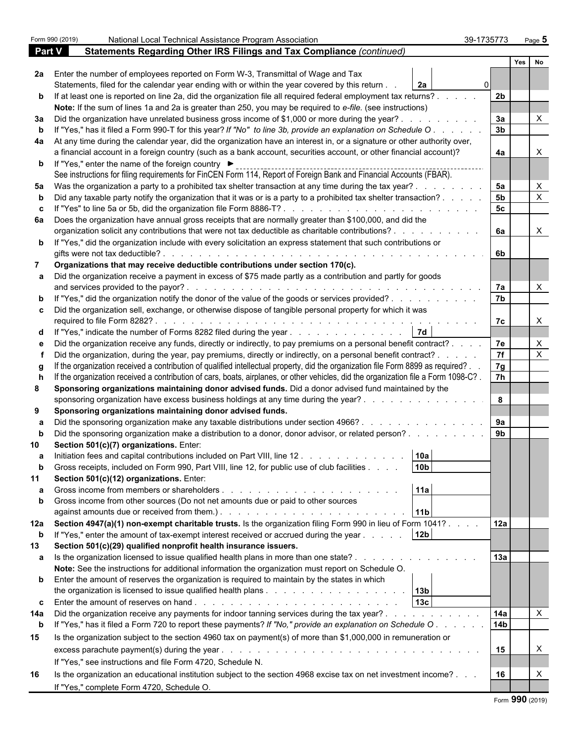Form 990 (2019) National Local Technical Assistance Program Association 39-1735773

## Part V Statements Regarding Other IRS Filings and Tax Compliance *(continued)*

| | | | | Yes | No |
|---|---|---|---|---|---|
| **2a** | Enter the number of employees reported on Form W-3, Transmittal of Wage and Tax Statements, filed for the calendar year ending with or within the year covered by this return | 2a 0 | | | |
| **b** | If at least one is reported on line 2a, did the organization file all required federal employment tax returns? | | 2b | | |
| | **Note:** If the sum of lines 1a and 2a is greater than 250, you may be required to *e-file.* (see instructions) | | | | |
| **3a** | Did the organization have unrelated business gross income of $1,000 or more during the year? | | 3a | | X |
| **b** | If "Yes," has it filed a Form 990-T for this year? *If "No" to line 3b, provide an explanation on Schedule O* | | 3b | | |
| **4a** | At any time during the calendar year, did the organization have an interest in, or a signature or other authority over, a financial account in a foreign country (such as a bank account, securities account, or other financial account)? | | 4a | | X |
| **b** | If "Yes," enter the name of the foreign country ► | | | | |
| | See instructions for filing requirements for FinCEN Form 114, Report of Foreign Bank and Financial Accounts (FBAR). | | | | |
| **5a** | Was the organization a party to a prohibited tax shelter transaction at any time during the tax year? | | 5a | | X |
| **b** | Did any taxable party notify the organization that it was or is a party to a prohibited tax shelter transaction? | | 5b | | X |
| **c** | If "Yes" to line 5a or 5b, did the organization file Form 8886-T? | | 5c | | |
| **6a** | Does the organization have annual gross receipts that are normally greater than $100,000, and did the organization solicit any contributions that were not tax deductible as charitable contributions? | | 6a | | X |
| **b** | If "Yes," did the organization include with every solicitation an express statement that such contributions or gifts were not tax deductible? | | 6b | | |
| **7** | **Organizations that may receive deductible contributions under section 170(c).** | | | | |
| **a** | Did the organization receive a payment in excess of $75 made partly as a contribution and partly for goods and services provided to the payor? | | 7a | | X |
| **b** | If "Yes," did the organization notify the donor of the value of the goods or services provided? | | 7b | | |
| **c** | Did the organization sell, exchange, or otherwise dispose of tangible personal property for which it was required to file Form 8282? | | 7c | | X |
| **d** | If "Yes," indicate the number of Forms 8282 filed during the year | 7d | | | |
| **e** | Did the organization receive any funds, directly or indirectly, to pay premiums on a personal benefit contract? | | 7e | | X |
| **f** | Did the organization, during the year, pay premiums, directly or indirectly, on a personal benefit contract? | | 7f | | X |
| **g** | If the organization received a contribution of qualified intellectual property, did the organization file Form 8899 as required? | | 7g | | |
| **h** | If the organization received a contribution of cars, boats, airplanes, or other vehicles, did the organization file a Form 1098-C? | | 7h | | |
| **8** | **Sponsoring organizations maintaining donor advised funds.** Did a donor advised fund maintained by the sponsoring organization have excess business holdings at any time during the year? | | 8 | | |
| **9** | **Sponsoring organizations maintaining donor advised funds.** | | | | |
| **a** | Did the sponsoring organization make any taxable distributions under section 4966? | | 9a | | |
| **b** | Did the sponsoring organization make a distribution to a donor, donor advisor, or related person? | | 9b | | |
| **10** | **Section 501(c)(7) organizations.** Enter: | | | | |
| **a** | Initiation fees and capital contributions included on Part VIII, line 12 | 10a | | | |
| **b** | Gross receipts, included on Form 990, Part VIII, line 12, for public use of club facilities | 10b | | | |
| **11** | **Section 501(c)(12) organizations.** Enter: | | | | |
| **a** | Gross income from members or shareholders | 11a | | | |
| **b** | Gross income from other sources (Do not net amounts due or paid to other sources against amounts due or received from them.) | 11b | | | |
| **12a** | **Section 4947(a)(1) non-exempt charitable trusts.** Is the organization filing Form 990 in lieu of Form 1041? | | 12a | | |
| **b** | If "Yes," enter the amount of tax-exempt interest received or accrued during the year | 12b | | | |
| **13** | **Section 501(c)(29) qualified nonprofit health insurance issuers.** | | | | |
| **a** | Is the organization licensed to issue qualified health plans in more than one state? | | 13a | | |
| | **Note:** See the instructions for additional information the organization must report on Schedule O. | | | | |
| **b** | Enter the amount of reserves the organization is required to maintain by the states in which the organization is licensed to issue qualified health plans | 13b | | | |
| **c** | Enter the amount of reserves on hand | 13c | | | |
| **14a** | Did the organization receive any payments for indoor tanning services during the tax year? | | 14a | | X |
| **b** | If "Yes," has it filed a Form 720 to report these payments? *If "No," provide an explanation on Schedule O* | | 14b | | |
| **15** | Is the organization subject to the section 4960 tax on payment(s) of more than $1,000,000 in remuneration or excess parachute payment(s) during the year? | | 15 | | X |
| | If "Yes," see instructions and file Form 4720, Schedule N. | | | | |
| **16** | Is the organization an educational institution subject to the section 4968 excise tax on net investment income? | | 16 | | X |
| | If "Yes," complete Form 4720, Schedule O. | | | | |

Form **990** (2019)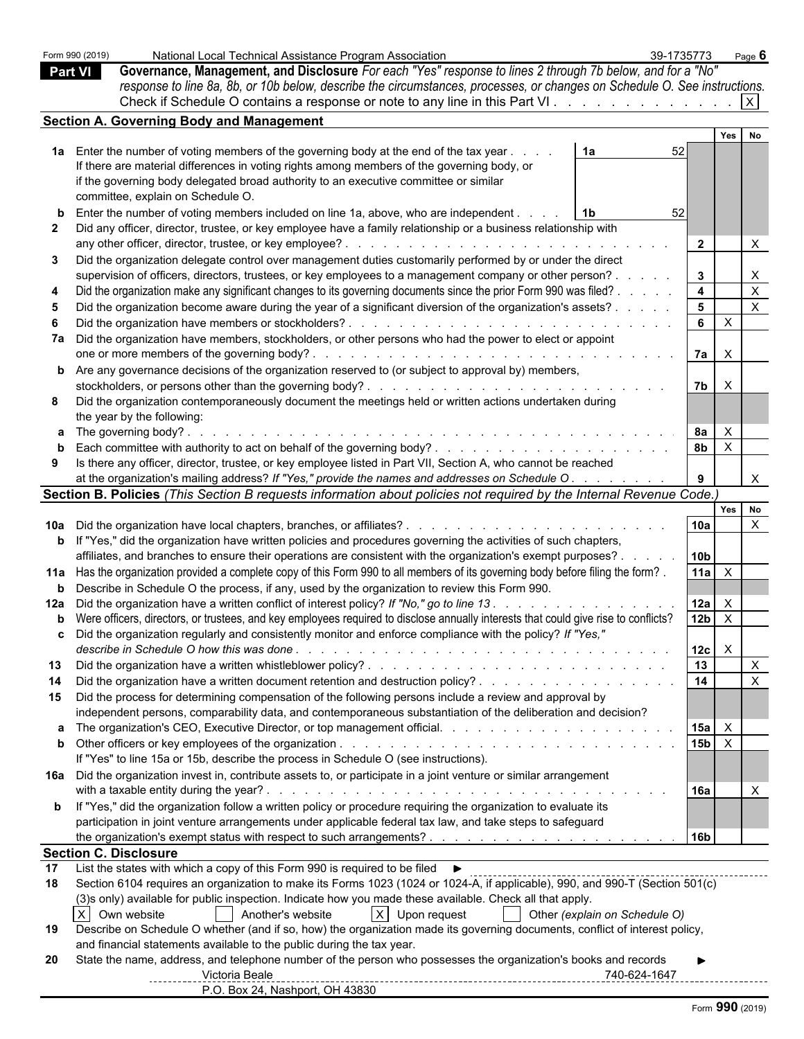Form 990 (2019) National Local Technical Assistance Program Association 39-1735773

## Part VI Governance, Management, and Disclosure

*For each "Yes" response to lines 2 through 7b below, and for a "No" response to line 8a, 8b, or 10b below, describe the circumstances, processes, or changes on Schedule O. See instructions.*

Check if Schedule O contains a response or note to any line in this Part VI . . . . . . . . . . . . . [X]

### Section A. Governing Body and Management

| | | | | Yes | No |
|---|---|---|---|---|---|
| **1a** | Enter the number of voting members of the governing body at the end of the tax year . . . . **1a** 52<br>If there are material differences in voting rights among members of the governing body, or if the governing body delegated broad authority to an executive committee or similar committee, explain on Schedule O. | | | | |
| **b** | Enter the number of voting members included on line 1a, above, who are independent . . . . **1b** 52 | | | | |
| **2** | Did any officer, director, trustee, or key employee have a family relationship or a business relationship with any other officer, director, trustee, or key employee? | | 2 | | X |
| **3** | Did the organization delegate control over management duties customarily performed by or under the direct supervision of officers, directors, trustees, or key employees to a management company or other person? | | 3 | | X |
| **4** | Did the organization make any significant changes to its governing documents since the prior Form 990 was filed? | | 4 | | X |
| **5** | Did the organization become aware during the year of a significant diversion of the organization's assets? | | 5 | | X |
| **6** | Did the organization have members or stockholders? | | 6 | X | |
| **7a** | Did the organization have members, stockholders, or other persons who had the power to elect or appoint one or more members of the governing body? | | 7a | X | |
| **b** | Are any governance decisions of the organization reserved to (or subject to approval by) members, stockholders, or persons other than the governing body? | | 7b | X | |
| **8** | Did the organization contemporaneously document the meetings held or written actions undertaken during the year by the following: | | | | |
| **a** | The governing body? | | 8a | X | |
| **b** | Each committee with authority to act on behalf of the governing body? | | 8b | X | |
| **9** | Is there any officer, director, trustee, or key employee listed in Part VII, Section A, who cannot be reached at the organization's mailing address? *If "Yes," provide the names and addresses on Schedule O* | | 9 | | X |

### Section B. Policies *(This Section B requests information about policies not required by the Internal Revenue Code.)*

| | | | Yes | No |
|---|---|---|---|---|
| **10a** | Did the organization have local chapters, branches, or affiliates? | 10a | | X |
| **b** | If "Yes," did the organization have written policies and procedures governing the activities of such chapters, affiliates, and branches to ensure their operations are consistent with the organization's exempt purposes? | 10b | | |
| **11a** | Has the organization provided a complete copy of this Form 990 to all members of its governing body before filing the form? | 11a | X | |
| **b** | Describe in Schedule O the process, if any, used by the organization to review this Form 990. | | | |
| **12a** | Did the organization have a written conflict of interest policy? *If "No," go to line 13* | 12a | X | |
| **b** | Were officers, directors, or trustees, and key employees required to disclose annually interests that could give rise to conflicts? | 12b | X | |
| **c** | Did the organization regularly and consistently monitor and enforce compliance with the policy? *If "Yes," describe in Schedule O how this was done* | 12c | X | |
| **13** | Did the organization have a written whistleblower policy? | 13 | | X |
| **14** | Did the organization have a written document retention and destruction policy? | 14 | | X |
| **15** | Did the process for determining compensation of the following persons include a review and approval by independent persons, comparability data, and contemporaneous substantiation of the deliberation and decision? | | | |
| **a** | The organization's CEO, Executive Director, or top management official. | 15a | X | |
| **b** | Other officers or key employees of the organization<br>If "Yes" to line 15a or 15b, describe the process in Schedule O (see instructions). | 15b | X | |
| **16a** | Did the organization invest in, contribute assets to, or participate in a joint venture or similar arrangement with a taxable entity during the year? | 16a | | X |
| **b** | If "Yes," did the organization follow a written policy or procedure requiring the organization to evaluate its participation in joint venture arrangements under applicable federal tax law, and take steps to safeguard the organization's exempt status with respect to such arrangements? | 16b | | |

### Section C. Disclosure

**17** List the states with which a copy of this Form 990 is required to be filed ►

**18** Section 6104 requires an organization to make its Forms 1023 (1024 or 1024-A, if applicable), 990, and 990-T (Section 501(c)(3)s only) available for public inspection. Indicate how you made these available. Check all that apply.

[X] Own website [ ] Another's website [X] Upon request [ ] Other *(explain on Schedule O)*

**19** Describe on Schedule O whether (and if so, how) the organization made its governing documents, conflict of interest policy, and financial statements available to the public during the tax year.

**20** State the name, address, and telephone number of the person who possesses the organization's books and records ►

Victoria Beale 740-624-1647
P.O. Box 24, Nashport, OH 43830

Form **990** (2019)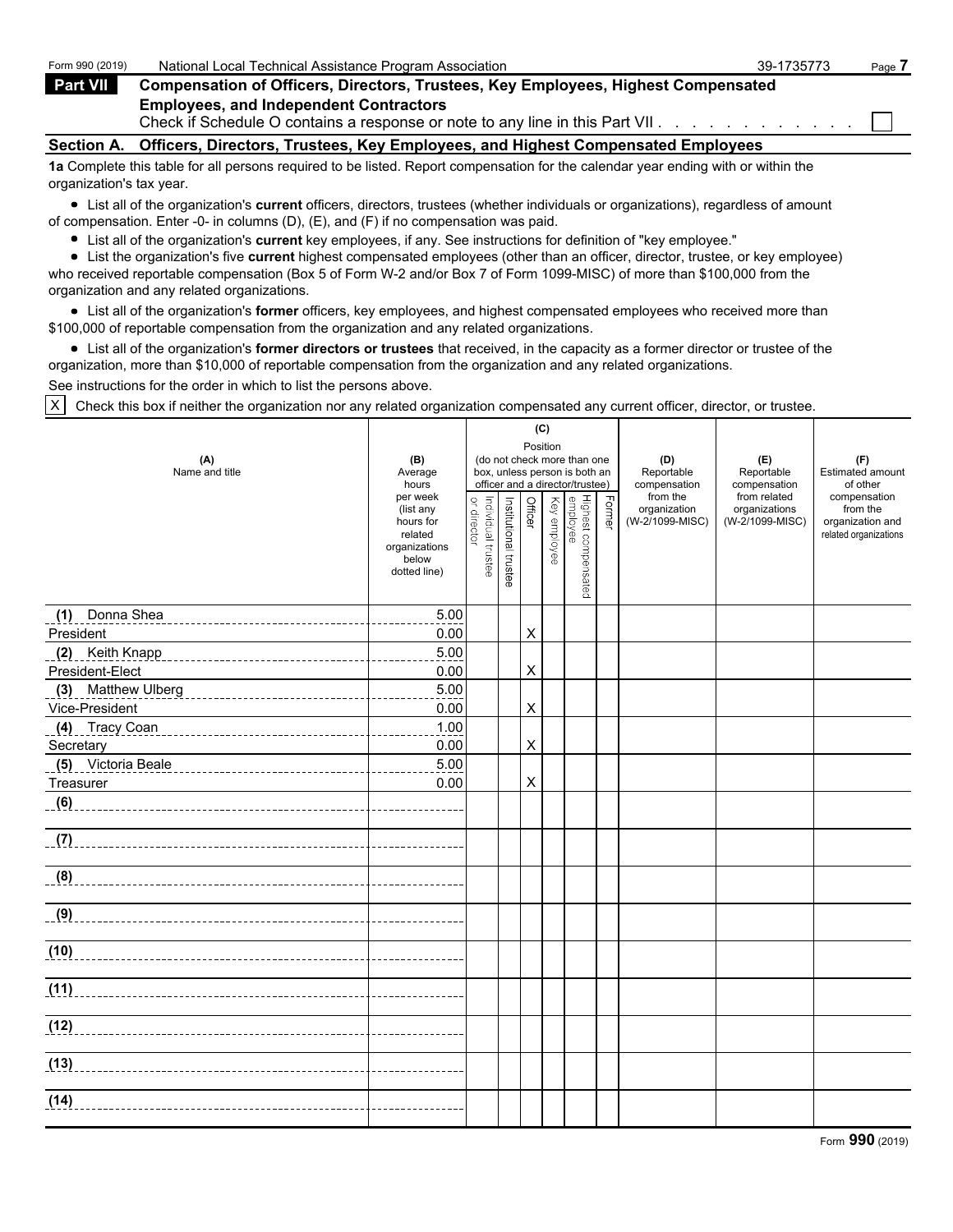Form 990 (2019) National Local Technical Assistance Program Association 39-1735773

## Part VII Compensation of Officers, Directors, Trustees, Key Employees, Highest Compensated Employees, and Independent Contractors

Check if Schedule O contains a response or note to any line in this Part VII . . . . . . . . . . . . ☐

### Section A. Officers, Directors, Trustees, Key Employees, and Highest Compensated Employees

**1a** Complete this table for all persons required to be listed. Report compensation for the calendar year ending with or within the organization's tax year.

- List all of the organization's **current** officers, directors, trustees (whether individuals or organizations), regardless of amount of compensation. Enter -0- in columns (D), (E), and (F) if no compensation was paid.
- List all of the organization's **current** key employees, if any. See instructions for definition of "key employee."
- List the organization's five **current** highest compensated employees (other than an officer, director, trustee, or key employee) who received reportable compensation (Box 5 of Form W-2 and/or Box 7 of Form 1099-MISC) of more than $100,000 from the organization and any related organizations.
- List all of the organization's **former** officers, key employees, and highest compensated employees who received more than $100,000 of reportable compensation from the organization and any related organizations.
- List all of the organization's **former directors or trustees** that received, in the capacity as a former director or trustee of the organization, more than $10,000 of reportable compensation from the organization and any related organizations.

See instructions for the order in which to list the persons above.

☒ Check this box if neither the organization nor any related organization compensated any current officer, director, or trustee.

| (A) Name and title | (B) Average hours per week (list any hours for related organizations below dotted line) | (C) Position (do not check more than one box, unless person is both an officer and a director/trustee): Individual trustee or director | Institutional trustee | Officer | Key employee | Highest compensated employee | Former | (D) Reportable compensation from the organization (W-2/1099-MISC) | (E) Reportable compensation from related organizations (W-2/1099-MISC) | (F) Estimated amount of other compensation from the organization and related organizations |
|---|---|---|---|---|---|---|---|---|---|---|
| (1) Donna Shea<br>President | 5.00<br>0.00 | | | X | | | | | | |
| (2) Keith Knapp<br>President-Elect | 5.00<br>0.00 | | | X | | | | | | |
| (3) Matthew Ulberg<br>Vice-President | 5.00<br>0.00 | | | X | | | | | | |
| (4) Tracy Coan<br>Secretary | 1.00<br>0.00 | | | X | | | | | | |
| (5) Victoria Beale<br>Treasurer | 5.00<br>0.00 | | | X | | | | | | |
| (6) | | | | | | | | | | |
| (7) | | | | | | | | | | |
| (8) | | | | | | | | | | |
| (9) | | | | | | | | | | |
| (10) | | | | | | | | | | |
| (11) | | | | | | | | | | |
| (12) | | | | | | | | | | |
| (13) | | | | | | | | | | |
| (14) | | | | | | | | | | |

Form **990** (2019)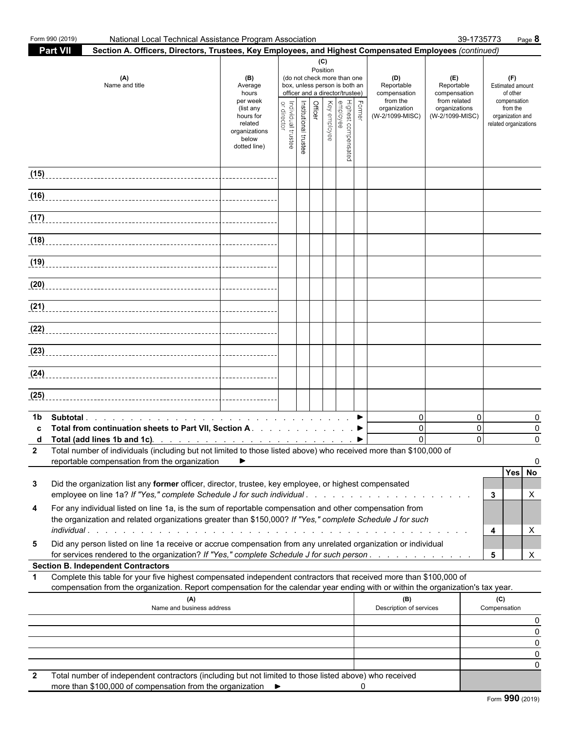Form 990 (2019) National Local Technical Assistance Program Association 39-1735773 Page 8

**Part VII** **Section A. Officers, Directors, Trustees, Key Employees, and Highest Compensated Employees** *(continued)*

| (A) Name and title | (B) Average hours per week (list any hours for related organizations below dotted line) | (C) Position (do not check more than one box, unless person is both an officer and a director/trustee): Individual trustee or director | Institutional trustee | Officer | Key employee | Highest compensated employee | Former | (D) Reportable compensation from the organization (W-2/1099-MISC) | (E) Reportable compensation from related organizations (W-2/1099-MISC) | (F) Estimated amount of other compensation from the organization and related organizations |
|---|---|---|---|---|---|---|---|---|---|---|
| (15) | | | | | | | | | | |
| (16) | | | | | | | | | | |
| (17) | | | | | | | | | | |
| (18) | | | | | | | | | | |
| (19) | | | | | | | | | | |
| (20) | | | | | | | | | | |
| (21) | | | | | | | | | | |
| (22) | | | | | | | | | | |
| (23) | | | | | | | | | | |
| (24) | | | | | | | | | | |
| (25) | | | | | | | | | | |

| | | (D) | (E) | (F) |
|---|---|---|---|---|
| 1b | Subtotal ► | 0 | 0 | 0 |
| c | Total from continuation sheets to Part VII, Section A ► | 0 | 0 | 0 |
| d | Total (add lines 1b and 1c) ► | 0 | 0 | 0 |

**2** Total number of individuals (including but not limited to those listed above) who received more than $100,000 of reportable compensation from the organization ► 0

| | | | Yes | No |
|---|---|---|---|---|
| 3 | Did the organization list any **former** officer, director, trustee, key employee, or highest compensated employee on line 1a? *If "Yes," complete Schedule J for such individual* | 3 | | X |
| 4 | For any individual listed on line 1a, is the sum of reportable compensation and other compensation from the organization and related organizations greater than $150,000? *If "Yes," complete Schedule J for such individual* | 4 | | X |
| 5 | Did any person listed on line 1a receive or accrue compensation from any unrelated organization or individual for services rendered to the organization? *If "Yes," complete Schedule J for such person* | 5 | | X |

**Section B. Independent Contractors**

**1** Complete this table for your five highest compensated independent contractors that received more than $100,000 of compensation from the organization. Report compensation for the calendar year ending with or within the organization's tax year.

| (A) Name and business address | (B) Description of services | (C) Compensation |
|---|---|---|
| | | 0 |
| | | 0 |
| | | 0 |
| | | 0 |
| | | 0 |

**2** Total number of independent contractors (including but not limited to those listed above) who received more than $100,000 of compensation from the organization ► 0

Form **990** (2019)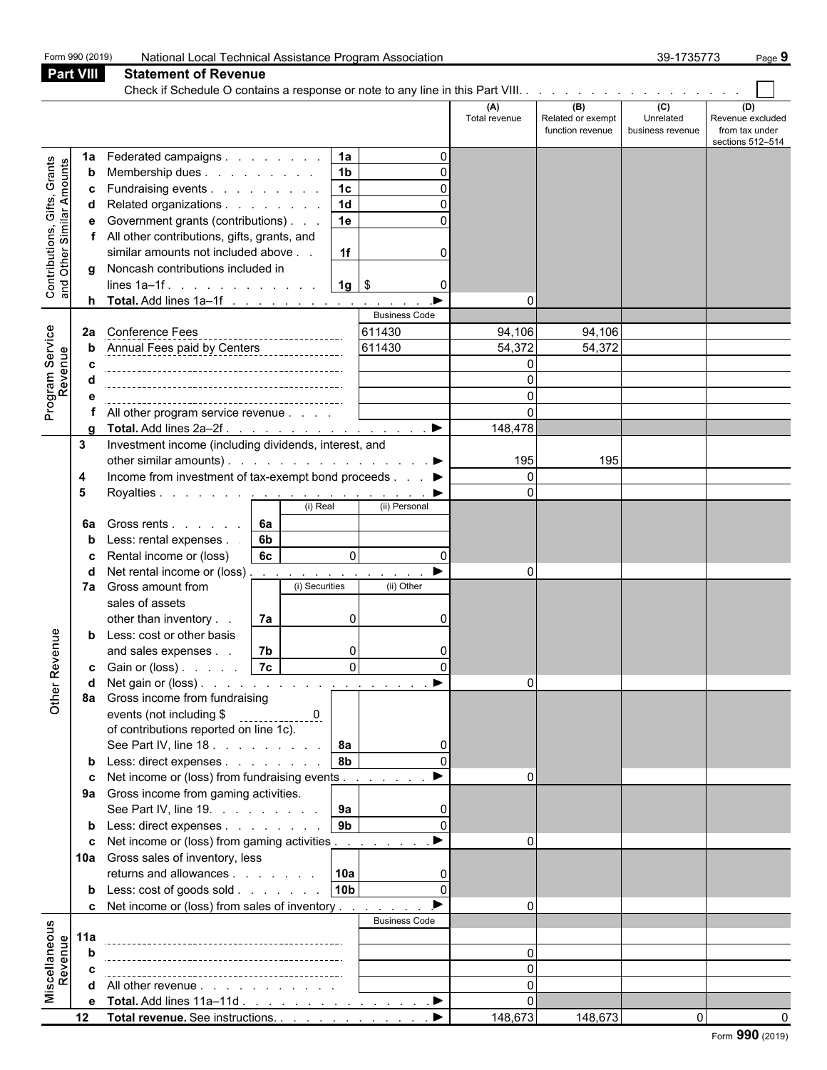Form 990 (2019) National Local Technical Assistance Program Association 39-1735773

## Part VIII Statement of Revenue

Check if Schedule O contains a response or note to any line in this Part VIII. . . . . . . . . . . . . . . . . . ☐

| | | | | (A) Total revenue | (B) Related or exempt function revenue | (C) Unrelated business revenue | (D) Revenue excluded from tax under sections 512–514 |
|---|---|---|---|---|---|---|---|
| **Contributions, Gifts, Grants and Other Similar Amounts** | 1a | Federated campaigns | 1a: 0 | | | | |
| | b | Membership dues | 1b: 0 | | | | |
| | c | Fundraising events | 1c: 0 | | | | |
| | d | Related organizations | 1d: 0 | | | | |
| | e | Government grants (contributions) | 1e: 0 | | | | |
| | f | All other contributions, gifts, grants, and similar amounts not included above | 1f: 0 | | | | |
| | g | Noncash contributions included in lines 1a–1f | 1g: $ 0 | | | | |
| | h | **Total.** Add lines 1a–1f | | 0 | | | |
| | | | Business Code | | | | |
| **Program Service Revenue** | 2a | Conference Fees | 611430 | 94,106 | 94,106 | | |
| | b | Annual Fees paid by Centers | 611430 | 54,372 | 54,372 | | |
| | c | | | 0 | | | |
| | d | | | 0 | | | |
| | e | | | 0 | | | |
| | f | All other program service revenue | | 0 | | | |
| | g | **Total.** Add lines 2a–2f | | 148,478 | | | |
| **Other Revenue** | 3 | Investment income (including dividends, interest, and other similar amounts) | | 195 | 195 | | |
| | 4 | Income from investment of tax-exempt bond proceeds | | 0 | | | |
| | 5 | Royalties | | 0 | | | |
| | | | (i) Real / (ii) Personal | | | | |
| | 6a | Gross rents | 6a | | | | |
| | b | Less: rental expenses | 6b | | | | |
| | c | Rental income or (loss) | 6c: (i) 0 / (ii) 0 | | | | |
| | d | Net rental income or (loss) | | 0 | | | |
| | | | (i) Securities / (ii) Other | | | | |
| | 7a | Gross amount from sales of assets other than inventory | 7a: (i) 0 / (ii) 0 | | | | |
| | b | Less: cost or other basis and sales expenses | 7b: (i) 0 / (ii) 0 | | | | |
| | c | Gain or (loss) | 7c: (i) 0 / (ii) 0 | | | | |
| | d | Net gain or (loss) | | 0 | | | |
| | 8a | Gross income from fundraising events (not including $ 0 of contributions reported on line 1c). See Part IV, line 18 | 8a: 0 | | | | |
| | b | Less: direct expenses | 8b: 0 | | | | |
| | c | Net income or (loss) from fundraising events | | 0 | | | |
| | 9a | Gross income from gaming activities. See Part IV, line 19. | 9a: 0 | | | | |
| | b | Less: direct expenses | 9b: 0 | | | | |
| | c | Net income or (loss) from gaming activities | | 0 | | | |
| | 10a | Gross sales of inventory, less returns and allowances | 10a: 0 | | | | |
| | b | Less: cost of goods sold | 10b: 0 | | | | |
| | c | Net income or (loss) from sales of inventory | | 0 | | | |
| | | | Business Code | | | | |
| **Miscellaneous Revenue** | 11a | | | | | | |
| | b | | | 0 | | | |
| | c | | | 0 | | | |
| | d | All other revenue | | 0 | | | |
| | e | **Total.** Add lines 11a–11d | | 0 | | | |
| | 12 | **Total revenue.** See instructions. | | 148,673 | 148,673 | 0 | 0 |

Form **990** (2019)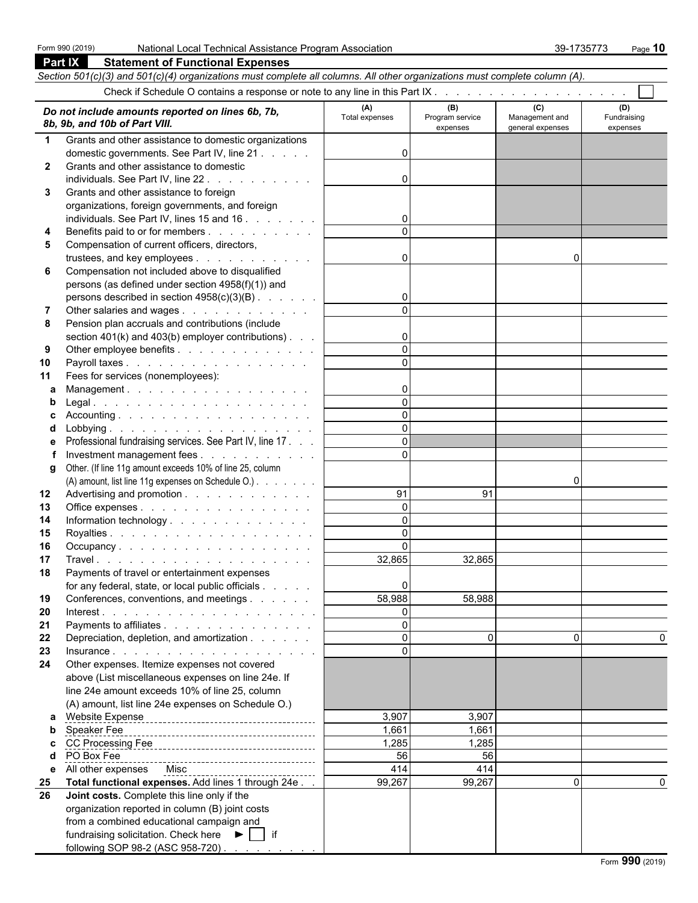Form 990 (2019) National Local Technical Assistance Program Association 39-1735773

## Part IX Statement of Functional Expenses

*Section 501(c)(3) and 501(c)(4) organizations must complete all columns. All other organizations must complete column (A).*

Check if Schedule O contains a response or note to any line in this Part IX . . . . . . . . . . . . . . . . . . . ☐

| *Do not include amounts reported on lines 6b, 7b, 8b, 9b, and 10b of Part VIII.* | (A) Total expenses | (B) Program service expenses | (C) Management and general expenses | (D) Fundraising expenses |
|---|---|---|---|---|
| **1** Grants and other assistance to domestic organizations domestic governments. See Part IV, line 21 | 0 | | | |
| **2** Grants and other assistance to domestic individuals. See Part IV, line 22 | 0 | | | |
| **3** Grants and other assistance to foreign organizations, foreign governments, and foreign individuals. See Part IV, lines 15 and 16 | 0 | | | |
| **4** Benefits paid to or for members | 0 | | | |
| **5** Compensation of current officers, directors, trustees, and key employees | 0 | | 0 | |
| **6** Compensation not included above to disqualified persons (as defined under section 4958(f)(1)) and persons described in section 4958(c)(3)(B) | 0 | | | |
| **7** Other salaries and wages | 0 | | | |
| **8** Pension plan accruals and contributions (include section 401(k) and 403(b) employer contributions) | 0 | | | |
| **9** Other employee benefits | 0 | | | |
| **10** Payroll taxes | 0 | | | |
| **11** Fees for services (nonemployees): | | | | |
| **a** Management | 0 | | | |
| **b** Legal | 0 | | | |
| **c** Accounting | 0 | | | |
| **d** Lobbying | 0 | | | |
| **e** Professional fundraising services. See Part IV, line 17 | 0 | | | |
| **f** Investment management fees | 0 | | | |
| **g** Other. (If line 11g amount exceeds 10% of line 25, column (A) amount, list line 11g expenses on Schedule O.) | | | 0 | |
| **12** Advertising and promotion | 91 | 91 | | |
| **13** Office expenses | 0 | | | |
| **14** Information technology | 0 | | | |
| **15** Royalties | 0 | | | |
| **16** Occupancy | 0 | | | |
| **17** Travel | 32,865 | 32,865 | | |
| **18** Payments of travel or entertainment expenses for any federal, state, or local public officials | 0 | | | |
| **19** Conferences, conventions, and meetings | 58,988 | 58,988 | | |
| **20** Interest | 0 | | | |
| **21** Payments to affiliates | 0 | | | |
| **22** Depreciation, depletion, and amortization | 0 | 0 | 0 | 0 |
| **23** Insurance | 0 | | | |
| **24** Other expenses. Itemize expenses not covered above (List miscellaneous expenses on line 24e. If line 24e amount exceeds 10% of line 25, column (A) amount, list line 24e expenses on Schedule O.) | | | | |
| **a** Website Expense | 3,907 | 3,907 | | |
| **b** Speaker Fee | 1,661 | 1,661 | | |
| **c** CC Processing Fee | 1,285 | 1,285 | | |
| **d** PO Box Fee | 56 | 56 | | |
| **e** All other expenses Misc | 414 | 414 | | |
| **25** **Total functional expenses.** Add lines 1 through 24e | 99,267 | 99,267 | 0 | 0 |
| **26** **Joint costs.** Complete this line only if the organization reported in column (B) joint costs from a combined educational campaign and fundraising solicitation. Check here ► ☐ if following SOP 98-2 (ASC 958-720) | | | | |

Form **990** (2019)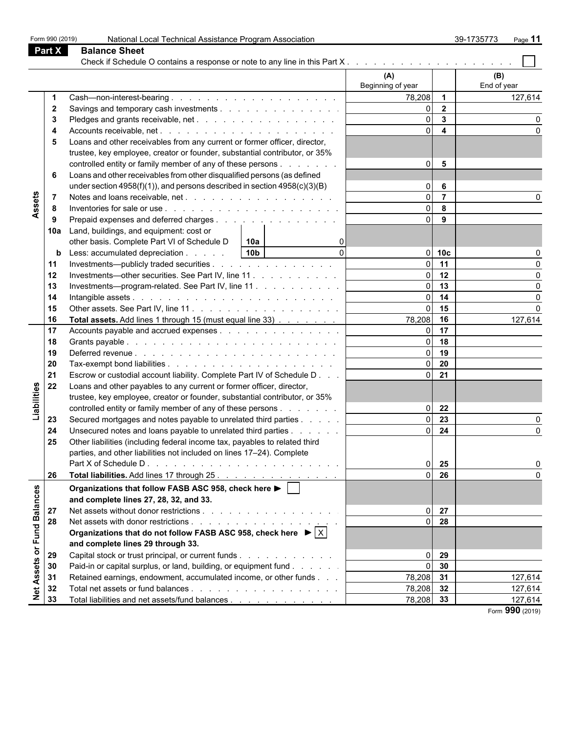Form 990 (2019) National Local Technical Assistance Program Association 39-1735773

## Part X Balance Sheet

Check if Schedule O contains a response or note to any line in this Part X . . . . . . . . . . . . . . . . . . . . ☐

| | | | (A) Beginning of year | | (B) End of year |
|---|---|---|---|---|---|
| Assets | 1 | Cash—non-interest-bearing | 78,208 | 1 | 127,614 |
| | 2 | Savings and temporary cash investments | 0 | 2 | |
| | 3 | Pledges and grants receivable, net | 0 | 3 | 0 |
| | 4 | Accounts receivable, net | 0 | 4 | 0 |
| | 5 | Loans and other receivables from any current or former officer, director, trustee, key employee, creator or founder, substantial contributor, or 35% controlled entity or family member of any of these persons | 0 | 5 | |
| | 6 | Loans and other receivables from other disqualified persons (as defined under section 4958(f)(1)), and persons described in section 4958(c)(3)(B) | 0 | 6 | |
| | 7 | Notes and loans receivable, net | 0 | 7 | 0 |
| | 8 | Inventories for sale or use | 0 | 8 | |
| | 9 | Prepaid expenses and deferred charges | 0 | 9 | |
| | 10a | Land, buildings, and equipment: cost or other basis. Complete Part VI of Schedule D — 10a: 0 | | | |
| | b | Less: accumulated depreciation — 10b: 0 | 0 | 10c | 0 |
| | 11 | Investments—publicly traded securities | 0 | 11 | 0 |
| | 12 | Investments—other securities. See Part IV, line 11 | 0 | 12 | 0 |
| | 13 | Investments—program-related. See Part IV, line 11 | 0 | 13 | 0 |
| | 14 | Intangible assets | 0 | 14 | 0 |
| | 15 | Other assets. See Part IV, line 11 | 0 | 15 | 0 |
| | 16 | **Total assets.** Add lines 1 through 15 (must equal line 33) | 78,208 | 16 | 127,614 |
| Liabilities | 17 | Accounts payable and accrued expenses | 0 | 17 | |
| | 18 | Grants payable | 0 | 18 | |
| | 19 | Deferred revenue | 0 | 19 | |
| | 20 | Tax-exempt bond liabilities | 0 | 20 | |
| | 21 | Escrow or custodial account liability. Complete Part IV of Schedule D | 0 | 21 | |
| | 22 | Loans and other payables to any current or former officer, director, trustee, key employee, creator or founder, substantial contributor, or 35% controlled entity or family member of any of these persons | 0 | 22 | |
| | 23 | Secured mortgages and notes payable to unrelated third parties | 0 | 23 | 0 |
| | 24 | Unsecured notes and loans payable to unrelated third parties | 0 | 24 | 0 |
| | 25 | Other liabilities (including federal income tax, payables to related third parties, and other liabilities not included on lines 17–24). Complete Part X of Schedule D | 0 | 25 | 0 |
| | 26 | **Total liabilities.** Add lines 17 through 25 | 0 | 26 | 0 |
| Net Assets or Fund Balances | | **Organizations that follow FASB ASC 958, check here ▶ ☐ and complete lines 27, 28, 32, and 33.** | | | |
| | 27 | Net assets without donor restrictions | 0 | 27 | |
| | 28 | Net assets with donor restrictions | 0 | 28 | |
| | | **Organizations that do not follow FASB ASC 958, check here ▶ ☒ and complete lines 29 through 33.** | | | |
| | 29 | Capital stock or trust principal, or current funds | 0 | 29 | |
| | 30 | Paid-in or capital surplus, or land, building, or equipment fund | 0 | 30 | |
| | 31 | Retained earnings, endowment, accumulated income, or other funds | 78,208 | 31 | 127,614 |
| | 32 | Total net assets or fund balances | 78,208 | 32 | 127,614 |
| | 33 | Total liabilities and net assets/fund balances | 78,208 | 33 | 127,614 |

Form **990** (2019)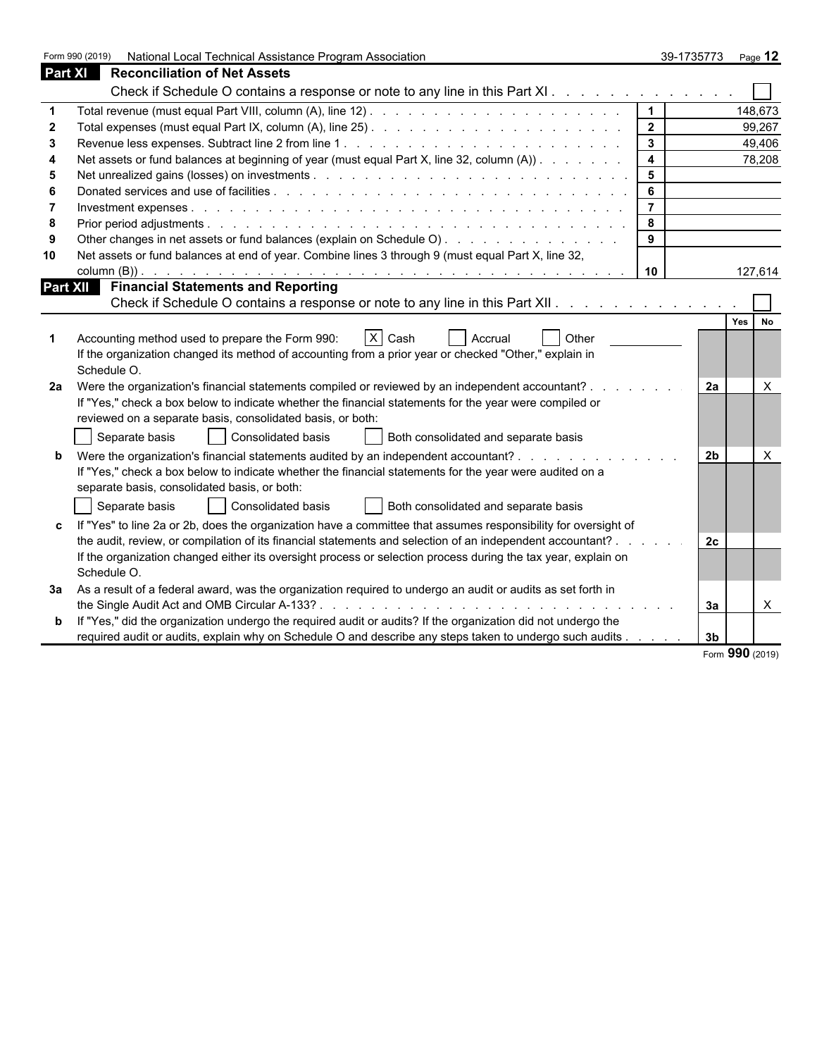Form 990 (2019) National Local Technical Assistance Program Association 39-1735773

## Part XI Reconciliation of Net Assets

Check if Schedule O contains a response or note to any line in this Part XI . . . . . . . . . . . . . . ☐

| | | | |
|---|---|---|---|
| 1 | Total revenue (must equal Part VIII, column (A), line 12) | 1 | 148,673 |
| 2 | Total expenses (must equal Part IX, column (A), line 25) | 2 | 99,267 |
| 3 | Revenue less expenses. Subtract line 2 from line 1 | 3 | 49,406 |
| 4 | Net assets or fund balances at beginning of year (must equal Part X, line 32, column (A)) | 4 | 78,208 |
| 5 | Net unrealized gains (losses) on investments | 5 | |
| 6 | Donated services and use of facilities | 6 | |
| 7 | Investment expenses | 7 | |
| 8 | Prior period adjustments | 8 | |
| 9 | Other changes in net assets or fund balances (explain on Schedule O) | 9 | |
| 10 | Net assets or fund balances at end of year. Combine lines 3 through 9 (must equal Part X, line 32, column (B)) | 10 | 127,614 |

## Part XII Financial Statements and Reporting

Check if Schedule O contains a response or note to any line in this Part XII . . . . . . . . . . . . . ☐

| | | | Yes | No |
|---|---|---|---|---|
| 1 | Accounting method used to prepare the Form 990: ☒ Cash ☐ Accrual ☐ Other<br>If the organization changed its method of accounting from a prior year or checked "Other," explain in Schedule O. | | | |
| 2a | Were the organization's financial statements compiled or reviewed by an independent accountant?<br>If "Yes," check a box below to indicate whether the financial statements for the year were compiled or reviewed on a separate basis, consolidated basis, or both:<br>☐ Separate basis ☐ Consolidated basis ☐ Both consolidated and separate basis | 2a | | X |
| b | Were the organization's financial statements audited by an independent accountant?<br>If "Yes," check a box below to indicate whether the financial statements for the year were audited on a separate basis, consolidated basis, or both:<br>☐ Separate basis ☐ Consolidated basis ☐ Both consolidated and separate basis | 2b | | X |
| c | If "Yes" to line 2a or 2b, does the organization have a committee that assumes responsibility for oversight of the audit, review, or compilation of its financial statements and selection of an independent accountant?<br>If the organization changed either its oversight process or selection process during the tax year, explain on Schedule O. | 2c | | |
| 3a | As a result of a federal award, was the organization required to undergo an audit or audits as set forth in the Single Audit Act and OMB Circular A-133? | 3a | | X |
| b | If "Yes," did the organization undergo the required audit or audits? If the organization did not undergo the required audit or audits, explain why on Schedule O and describe any steps taken to undergo such audits | 3b | | |

Form **990** (2019)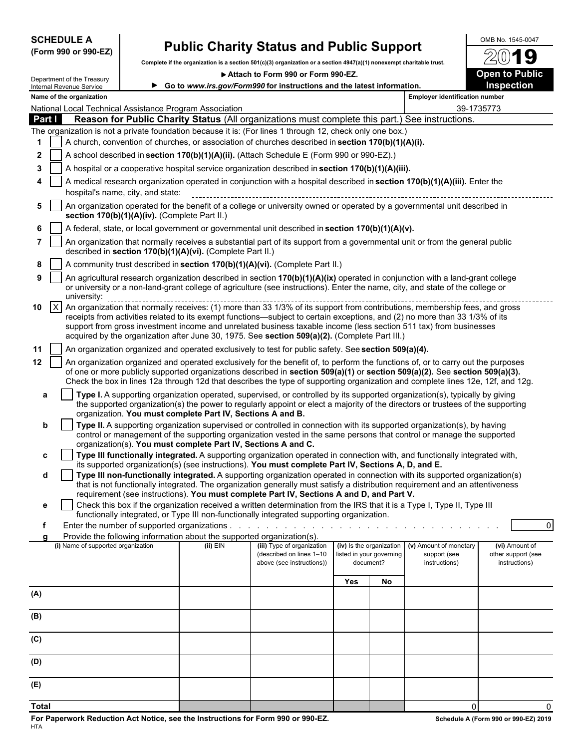**SCHEDULE A (Form 990 or 990-EZ)**

# Public Charity Status and Public Support

**Complete if the organization is a section 501(c)(3) organization or a section 4947(a)(1) nonexempt charitable trust.**

▶ **Attach to Form 990 or Form 990-EZ.**

▶ **Go to *www.irs.gov/Form990* for instructions and the latest information.**

Department of the Treasury
Internal Revenue Service

OMB No. 1545-0047

**2019**

**Open to Public Inspection**

**Name of the organization:** National Local Technical Assistance Program Association

**Employer identification number:** 39-1735773

## Part I — Reason for Public Charity Status (All organizations must complete this part.) See instructions.

The organization is not a private foundation because it is: (For lines 1 through 12, check only one box.)

1. ☐ A church, convention of churches, or association of churches described in **section 170(b)(1)(A)(i).**
2. ☐ A school described in **section 170(b)(1)(A)(ii).** (Attach Schedule E (Form 990 or 990-EZ).)
3. ☐ A hospital or a cooperative hospital service organization described in **section 170(b)(1)(A)(iii).**
4. ☐ A medical research organization operated in conjunction with a hospital described in **section 170(b)(1)(A)(iii).** Enter the hospital's name, city, and state:
5. ☐ An organization operated for the benefit of a college or university owned or operated by a governmental unit described in **section 170(b)(1)(A)(iv).** (Complete Part II.)
6. ☐ A federal, state, or local government or governmental unit described in **section 170(b)(1)(A)(v).**
7. ☐ An organization that normally receives a substantial part of its support from a governmental unit or from the general public described in **section 170(b)(1)(A)(vi).** (Complete Part II.)
8. ☐ A community trust described in **section 170(b)(1)(A)(vi).** (Complete Part II.)
9. ☐ An agricultural research organization described in section **170(b)(1)(A)(ix)** operated in conjunction with a land-grant college or university or a non-land-grant college of agriculture (see instructions). Enter the name, city, and state of the college or university:
10. ☒ An organization that normally receives: (1) more than 33 1/3% of its support from contributions, membership fees, and gross receipts from activities related to its exempt functions—subject to certain exceptions, and (2) no more than 33 1/3% of its support from gross investment income and unrelated business taxable income (less section 511 tax) from businesses acquired by the organization after June 30, 1975. See **section 509(a)(2).** (Complete Part III.)
11. ☐ An organization organized and operated exclusively to test for public safety. See **section 509(a)(4).**
12. ☐ An organization organized and operated exclusively for the benefit of, to perform the functions of, or to carry out the purposes of one or more publicly supported organizations described in **section 509(a)(1)** or **section 509(a)(2).** See **section 509(a)(3).** Check the box in lines 12a through 12d that describes the type of supporting organization and complete lines 12e, 12f, and 12g.
   - **a** ☐ **Type I.** A supporting organization operated, supervised, or controlled by its supported organization(s), typically by giving the supported organization(s) the power to regularly appoint or elect a majority of the directors or trustees of the supporting organization. **You must complete Part IV, Sections A and B.**
   - **b** ☐ **Type II.** A supporting organization supervised or controlled in connection with its supported organization(s), by having control or management of the supporting organization vested in the same persons that control or manage the supported organization(s). **You must complete Part IV, Sections A and C.**
   - **c** ☐ **Type III functionally integrated.** A supporting organization operated in connection with, and functionally integrated with, its supported organization(s) (see instructions). **You must complete Part IV, Sections A, D, and E.**
   - **d** ☐ **Type III non-functionally integrated.** A supporting organization operated in connection with its supported organization(s) that is not functionally integrated. The organization generally must satisfy a distribution requirement and an attentiveness requirement (see instructions). **You must complete Part IV, Sections A and D, and Part V.**
   - **e** ☐ Check this box if the organization received a written determination from the IRS that it is a Type I, Type II, Type III functionally integrated, or Type III non-functionally integrated supporting organization.
   - **f** Enter the number of supported organizations . . . . . . 0
   - **g** Provide the following information about the supported organization(s).

| | (i) Name of supported organization | (ii) EIN | (iii) Type of organization (described on lines 1–10 above (see instructions)) | (iv) Is the organization listed in your governing document? Yes | No | (v) Amount of monetary support (see instructions) | (vi) Amount of other support (see instructions) |
|---|---|---|---|---|---|---|---|
| (A) | | | | | | | |
| (B) | | | | | | | |
| (C) | | | | | | | |
| (D) | | | | | | | |
| (E) | | | | | | | |
| **Total** | | | | | | 0 | 0 |

**For Paperwork Reduction Act Notice, see the Instructions for Form 990 or 990-EZ.**
HTA

**Schedule A (Form 990 or 990-EZ) 2019**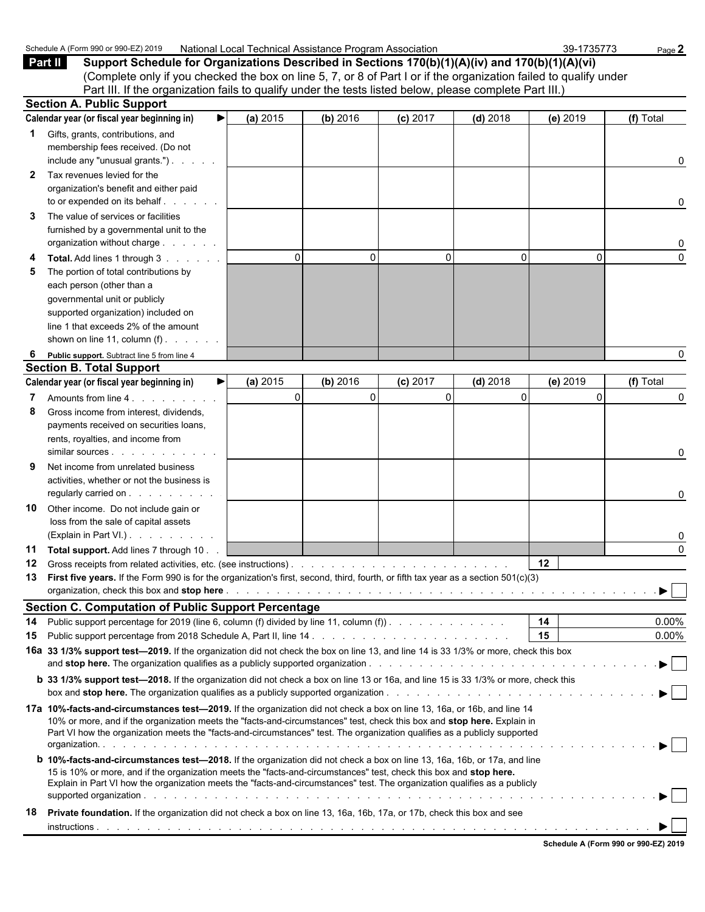Schedule A (Form 990 or 990-EZ) 2019 National Local Technical Assistance Program Association 39-1735773

## Part II Support Schedule for Organizations Described in Sections 170(b)(1)(A)(iv) and 170(b)(1)(A)(vi)

(Complete only if you checked the box on line 5, 7, or 8 of Part I or if the organization failed to qualify under Part III. If the organization fails to qualify under the tests listed below, please complete Part III.)

### Section A. Public Support

| Calendar year (or fiscal year beginning in) ► | (a) 2015 | (b) 2016 | (c) 2017 | (d) 2018 | (e) 2019 | (f) Total |
|---|---|---|---|---|---|---|
| **1** Gifts, grants, contributions, and membership fees received. (Do not include any "unusual grants.") | | | | | | 0 |
| **2** Tax revenues levied for the organization's benefit and either paid to or expended on its behalf | | | | | | 0 |
| **3** The value of services or facilities furnished by a governmental unit to the organization without charge | | | | | | 0 |
| **4** **Total.** Add lines 1 through 3 | 0 | 0 | 0 | 0 | 0 | 0 |
| **5** The portion of total contributions by each person (other than a governmental unit or publicly supported organization) included on line 1 that exceeds 2% of the amount shown on line 11, column (f) | | | | | | |
| **6** **Public support.** Subtract line 5 from line 4 | | | | | | 0 |

### Section B. Total Support

| Calendar year (or fiscal year beginning in) ► | (a) 2015 | (b) 2016 | (c) 2017 | (d) 2018 | (e) 2019 | (f) Total |
|---|---|---|---|---|---|---|
| **7** Amounts from line 4 | 0 | 0 | 0 | 0 | 0 | 0 |
| **8** Gross income from interest, dividends, payments received on securities loans, rents, royalties, and income from similar sources | | | | | | 0 |
| **9** Net income from unrelated business activities, whether or not the business is regularly carried on | | | | | | 0 |
| **10** Other income. Do not include gain or loss from the sale of capital assets (Explain in Part VI.) | | | | | | 0 |
| **11** **Total support.** Add lines 7 through 10 | | | | | | 0 |

**12** Gross receipts from related activities, etc. (see instructions) . . . **12**

**13** **First five years.** If the Form 990 is for the organization's first, second, third, fourth, or fifth tax year as a section 501(c)(3) organization, check this box and **stop here** . . . ► ☐

### Section C. Computation of Public Support Percentage

**14** Public support percentage for 2019 (line 6, column (f) divided by line 11, column (f)) . . . **14** 0.00%

**15** Public support percentage from 2018 Schedule A, Part II, line 14 . . . **15** 0.00%

**16a** **33 1/3% support test—2019.** If the organization did not check the box on line 13, and line 14 is 33 1/3% or more, check this box and **stop here.** The organization qualifies as a publicly supported organization . . . ► ☐

**b** **33 1/3% support test—2018.** If the organization did not check a box on line 13 or 16a, and line 15 is 33 1/3% or more, check this box and **stop here.** The organization qualifies as a publicly supported organization . . . ► ☐

**17a** **10%-facts-and-circumstances test—2019.** If the organization did not check a box on line 13, 16a, or 16b, and line 14 is 10% or more, and if the organization meets the "facts-and-circumstances" test, check this box and **stop here.** Explain in Part VI how the organization meets the "facts-and-circumstances" test. The organization qualifies as a publicly supported organization. . . . ► ☐

**b** **10%-facts-and-circumstances test—2018.** If the organization did not check a box on line 13, 16a, 16b, or 17a, and line 15 is 10% or more, and if the organization meets the "facts-and-circumstances" test, check this box and **stop here.** Explain in Part VI how the organization meets the "facts-and-circumstances" test. The organization qualifies as a publicly supported organization . . . ► ☐

**18** **Private foundation.** If the organization did not check a box on line 13, 16a, 16b, 17a, or 17b, check this box and see instructions . . . ► ☐

Schedule A (Form 990 or 990-EZ) 2019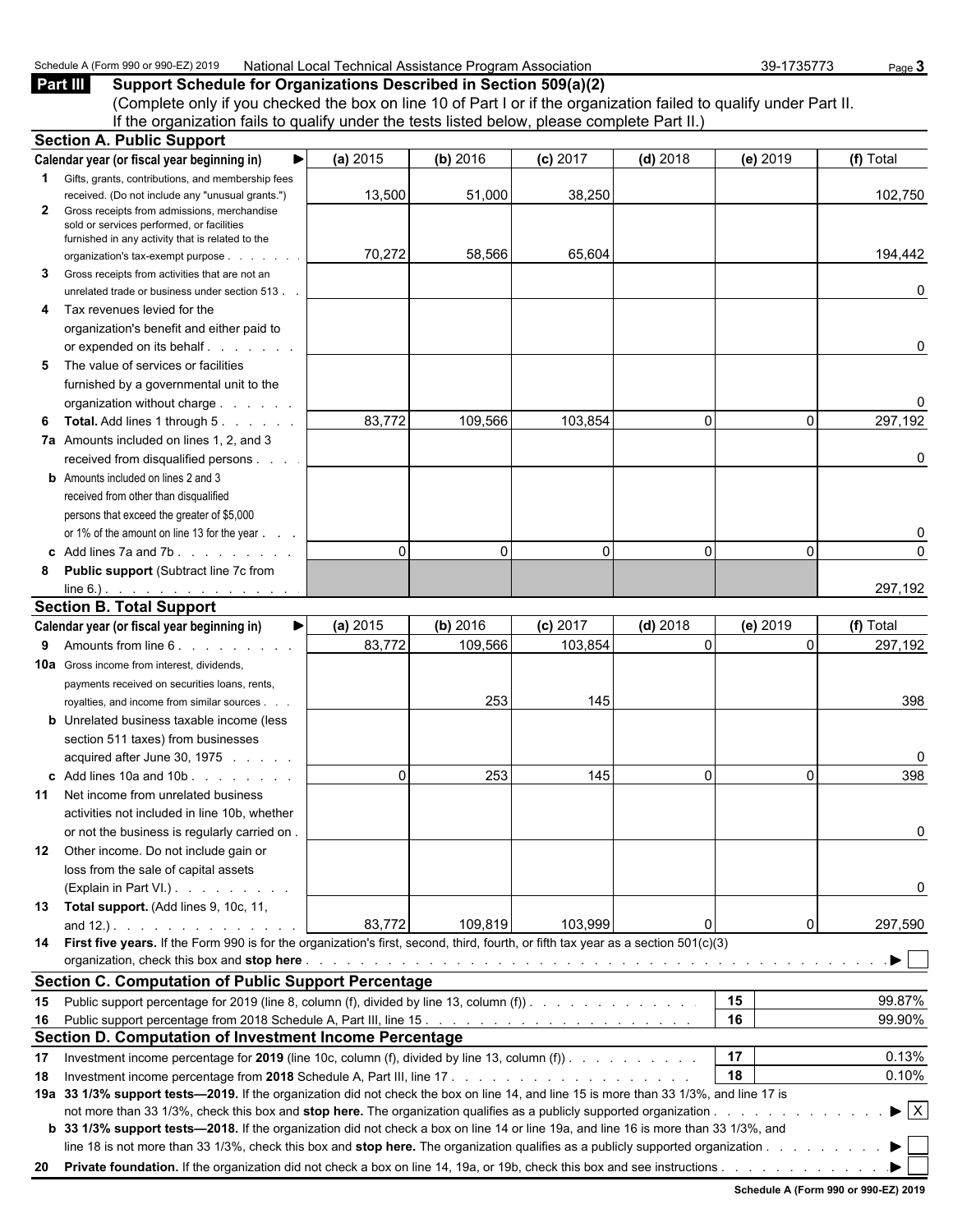Schedule A (Form 990 or 990-EZ) 2019 National Local Technical Assistance Program Association 39-1735773

## Part III Support Schedule for Organizations Described in Section 509(a)(2)

(Complete only if you checked the box on line 10 of Part I or if the organization failed to qualify under Part II. If the organization fails to qualify under the tests listed below, please complete Part II.)

### Section A. Public Support

| Calendar year (or fiscal year beginning in) ► | (a) 2015 | (b) 2016 | (c) 2017 | (d) 2018 | (e) 2019 | (f) Total |
|---|---|---|---|---|---|---|
| **1** Gifts, grants, contributions, and membership fees received. (Do not include any "unusual grants.") | 13,500 | 51,000 | 38,250 | | | 102,750 |
| **2** Gross receipts from admissions, merchandise sold or services performed, or facilities furnished in any activity that is related to the organization's tax-exempt purpose | 70,272 | 58,566 | 65,604 | | | 194,442 |
| **3** Gross receipts from activities that are not an unrelated trade or business under section 513 | | | | | | 0 |
| **4** Tax revenues levied for the organization's benefit and either paid to or expended on its behalf | | | | | | 0 |
| **5** The value of services or facilities furnished by a governmental unit to the organization without charge | | | | | | 0 |
| **6 Total.** Add lines 1 through 5 | 83,772 | 109,566 | 103,854 | 0 | 0 | 297,192 |
| **7a** Amounts included on lines 1, 2, and 3 received from disqualified persons | | | | | | 0 |
| **b** Amounts included on lines 2 and 3 received from other than disqualified persons that exceed the greater of $5,000 or 1% of the amount on line 13 for the year | | | | | | 0 |
| **c** Add lines 7a and 7b | 0 | 0 | 0 | 0 | 0 | 0 |
| **8 Public support** (Subtract line 7c from line 6.) | | | | | | 297,192 |

### Section B. Total Support

| Calendar year (or fiscal year beginning in) ► | (a) 2015 | (b) 2016 | (c) 2017 | (d) 2018 | (e) 2019 | (f) Total |
|---|---|---|---|---|---|---|
| **9** Amounts from line 6 | 83,772 | 109,566 | 103,854 | 0 | 0 | 297,192 |
| **10a** Gross income from interest, dividends, payments received on securities loans, rents, royalties, and income from similar sources | | 253 | 145 | | | 398 |
| **b** Unrelated business taxable income (less section 511 taxes) from businesses acquired after June 30, 1975 | | | | | | 0 |
| **c** Add lines 10a and 10b | 0 | 253 | 145 | 0 | 0 | 398 |
| **11** Net income from unrelated business activities not included in line 10b, whether or not the business is regularly carried on | | | | | | 0 |
| **12** Other income. Do not include gain or loss from the sale of capital assets (Explain in Part VI.) | | | | | | 0 |
| **13 Total support.** (Add lines 9, 10c, 11, and 12.) | 83,772 | 109,819 | 103,999 | 0 | 0 | 297,590 |

**14 First five years.** If the Form 990 is for the organization's first, second, third, fourth, or fifth tax year as a section 501(c)(3) organization, check this box and **stop here** ► ☐

### Section C. Computation of Public Support Percentage

| | | | |
|---|---|---|---|
| **15** | Public support percentage for 2019 (line 8, column (f), divided by line 13, column (f)) | 15 | 99.87% |
| **16** | Public support percentage from 2018 Schedule A, Part III, line 15 | 16 | 99.90% |

### Section D. Computation of Investment Income Percentage

| | | | |
|---|---|---|---|
| **17** | Investment income percentage for **2019** (line 10c, column (f), divided by line 13, column (f)) | 17 | 0.13% |
| **18** | Investment income percentage from **2018** Schedule A, Part III, line 17 | 18 | 0.10% |

**19a 33 1/3% support tests—2019.** If the organization did not check the box on line 14, and line 15 is more than 33 1/3%, and line 17 is not more than 33 1/3%, check this box and **stop here.** The organization qualifies as a publicly supported organization ► ☒

**b 33 1/3% support tests—2018.** If the organization did not check a box on line 14 or line 19a, and line 16 is more than 33 1/3%, and line 18 is not more than 33 1/3%, check this box and **stop here.** The organization qualifies as a publicly supported organization ► ☐

**20 Private foundation.** If the organization did not check a box on line 14, 19a, or 19b, check this box and see instructions ► ☐

Schedule A (Form 990 or 990-EZ) 2019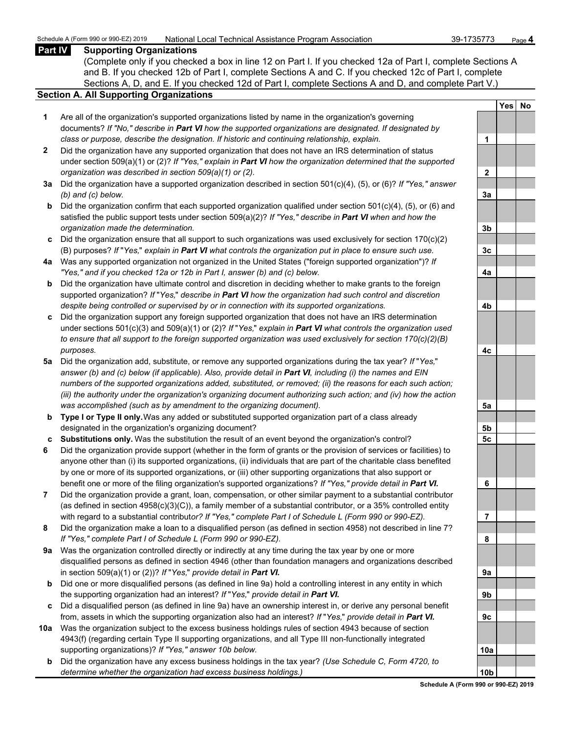## Part IV Supporting Organizations

(Complete only if you checked a box in line 12 on Part I. If you checked 12a of Part I, complete Sections A and B. If you checked 12b of Part I, complete Sections A and C. If you checked 12c of Part I, complete Sections A, D, and E. If you checked 12d of Part I, complete Sections A and D, and complete Part V.)

### Section A. All Supporting Organizations

| | Question | Line | Yes | No |
|---|---|---|---|---|
| **1** | Are all of the organization's supported organizations listed by name in the organization's governing documents? *If "No," describe in **Part VI** how the supported organizations are designated. If designated by class or purpose, describe the designation. If historic and continuing relationship, explain.* | 1 | | |
| **2** | Did the organization have any supported organization that does not have an IRS determination of status under section 509(a)(1) or (2)? *If "Yes," explain in **Part VI** how the organization determined that the supported organization was described in section 509(a)(1) or (2).* | 2 | | |
| **3a** | Did the organization have a supported organization described in section 501(c)(4), (5), or (6)? *If "Yes," answer (b) and (c) below.* | 3a | | |
| **b** | Did the organization confirm that each supported organization qualified under section 501(c)(4), (5), or (6) and satisfied the public support tests under section 509(a)(2)? *If "Yes," describe in **Part VI** when and how the organization made the determination.* | 3b | | |
| **c** | Did the organization ensure that all support to such organizations was used exclusively for section 170(c)(2)(B) purposes? *If "Yes," explain in **Part VI** what controls the organization put in place to ensure such use.* | 3c | | |
| **4a** | Was any supported organization not organized in the United States ("foreign supported organization")? *If "Yes," and if you checked 12a or 12b in Part I, answer (b) and (c) below.* | 4a | | |
| **b** | Did the organization have ultimate control and discretion in deciding whether to make grants to the foreign supported organization? *If "Yes," describe in **Part VI** how the organization had such control and discretion despite being controlled or supervised by or in connection with its supported organizations.* | 4b | | |
| **c** | Did the organization support any foreign supported organization that does not have an IRS determination under sections 501(c)(3) and 509(a)(1) or (2)? *If "Yes," explain in **Part VI** what controls the organization used to ensure that all support to the foreign supported organization was used exclusively for section 170(c)(2)(B) purposes.* | 4c | | |
| **5a** | Did the organization add, substitute, or remove any supported organizations during the tax year? *If "Yes," answer (b) and (c) below (if applicable). Also, provide detail in **Part VI**, including (i) the names and EIN numbers of the supported organizations added, substituted, or removed; (ii) the reasons for each such action; (iii) the authority under the organization's organizing document authorizing such action; and (iv) how the action was accomplished (such as by amendment to the organizing document).* | 5a | | |
| **b** | **Type I or Type II only.** Was any added or substituted supported organization part of a class already designated in the organization's organizing document? | 5b | | |
| **c** | **Substitutions only.** Was the substitution the result of an event beyond the organization's control? | 5c | | |
| **6** | Did the organization provide support (whether in the form of grants or the provision of services or facilities) to anyone other than (i) its supported organizations, (ii) individuals that are part of the charitable class benefited by one or more of its supported organizations, or (iii) other supporting organizations that also support or benefit one or more of the filing organization's supported organizations? *If "Yes," provide detail in **Part VI.*** | 6 | | |
| **7** | Did the organization provide a grant, loan, compensation, or other similar payment to a substantial contributor (as defined in section 4958(c)(3)(C)), a family member of a substantial contributor, or a 35% controlled entity with regard to a substantial contributor? *If "Yes," complete Part I of Schedule L (Form 990 or 990-EZ).* | 7 | | |
| **8** | Did the organization make a loan to a disqualified person (as defined in section 4958) not described in line 7? *If "Yes," complete Part I of Schedule L (Form 990 or 990-EZ).* | 8 | | |
| **9a** | Was the organization controlled directly or indirectly at any time during the tax year by one or more disqualified persons as defined in section 4946 (other than foundation managers and organizations described in section 509(a)(1) or (2))? *If "Yes," provide detail in **Part VI.*** | 9a | | |
| **b** | Did one or more disqualified persons (as defined in line 9a) hold a controlling interest in any entity in which the supporting organization had an interest? *If "Yes," provide detail in **Part VI.*** | 9b | | |
| **c** | Did a disqualified person (as defined in line 9a) have an ownership interest in, or derive any personal benefit from, assets in which the supporting organization also had an interest? *If "Yes," provide detail in **Part VI.*** | 9c | | |
| **10a** | Was the organization subject to the excess business holdings rules of section 4943 because of section 4943(f) (regarding certain Type II supporting organizations, and all Type III non-functionally integrated supporting organizations)? *If "Yes," answer 10b below.* | 10a | | |
| **b** | Did the organization have any excess business holdings in the tax year? *(Use Schedule C, Form 4720, to determine whether the organization had excess business holdings.)* | 10b | | |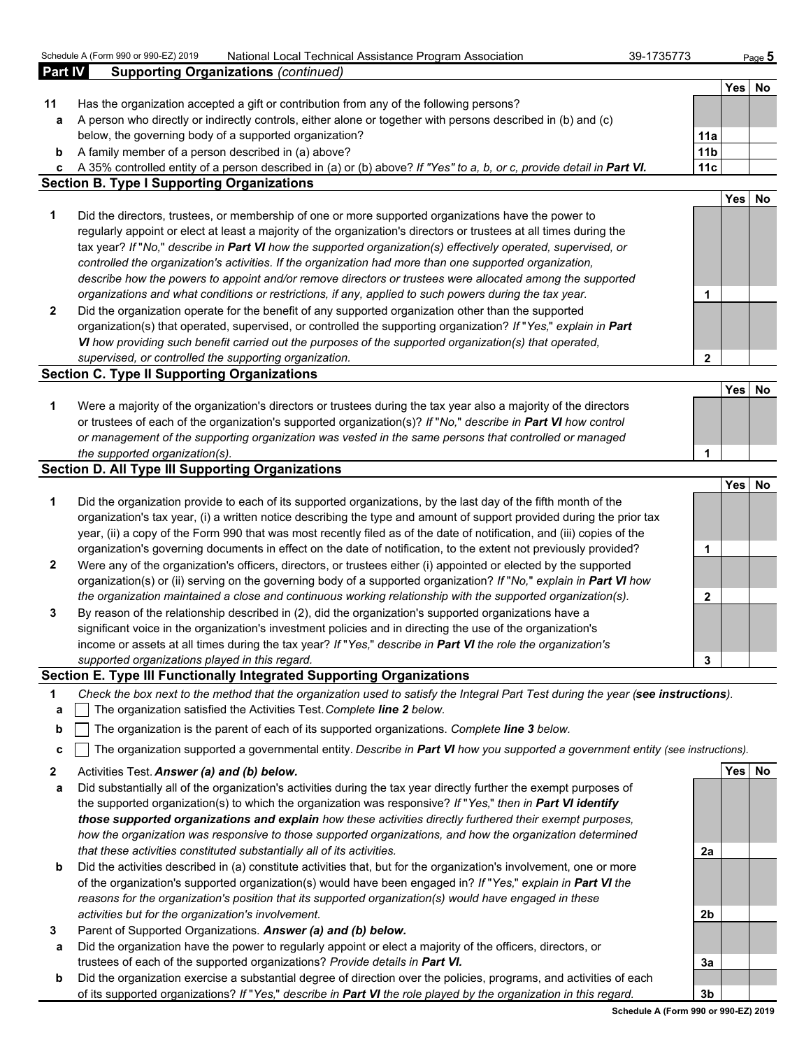## Part IV Supporting Organizations *(continued)*

| | | | Yes | No |
|---|---|---|---|---|
| **11** | Has the organization accepted a gift or contribution from any of the following persons? | | | |
| **a** | A person who directly or indirectly controls, either alone or together with persons described in (b) and (c) below, the governing body of a supported organization? | **11a** | | |
| **b** | A family member of a person described in (a) above? | **11b** | | |
| **c** | A 35% controlled entity of a person described in (a) or (b) above? *If "Yes" to a, b, or c, provide detail in* ***Part VI.*** | **11c** | | |

### Section B. Type I Supporting Organizations

| | | | Yes | No |
|---|---|---|---|---|
| **1** | Did the directors, trustees, or membership of one or more supported organizations have the power to regularly appoint or elect at least a majority of the organization's directors or trustees at all times during the tax year? *If "No," describe in* ***Part VI*** *how the supported organization(s) effectively operated, supervised, or controlled the organization's activities. If the organization had more than one supported organization, describe how the powers to appoint and/or remove directors or trustees were allocated among the supported organizations and what conditions or restrictions, if any, applied to such powers during the tax year.* | **1** | | |
| **2** | Did the organization operate for the benefit of any supported organization other than the supported organization(s) that operated, supervised, or controlled the supporting organization? *If "Yes," explain in* ***Part VI*** *how providing such benefit carried out the purposes of the supported organization(s) that operated, supervised, or controlled the supporting organization.* | **2** | | |

### Section C. Type II Supporting Organizations

| | | | Yes | No |
|---|---|---|---|---|
| **1** | Were a majority of the organization's directors or trustees during the tax year also a majority of the directors or trustees of each of the organization's supported organization(s)? *If "No," describe in* ***Part VI*** *how control or management of the supporting organization was vested in the same persons that controlled or managed the supported organization(s).* | **1** | | |

### Section D. All Type III Supporting Organizations

| | | | Yes | No |
|---|---|---|---|---|
| **1** | Did the organization provide to each of its supported organizations, by the last day of the fifth month of the organization's tax year, (i) a written notice describing the type and amount of support provided during the prior tax year, (ii) a copy of the Form 990 that was most recently filed as of the date of notification, and (iii) copies of the organization's governing documents in effect on the date of notification, to the extent not previously provided? | **1** | | |
| **2** | Were any of the organization's officers, directors, or trustees either (i) appointed or elected by the supported organization(s) or (ii) serving on the governing body of a supported organization? *If "No," explain in* ***Part VI*** *how the organization maintained a close and continuous working relationship with the supported organization(s).* | **2** | | |
| **3** | By reason of the relationship described in (2), did the organization's supported organizations have a significant voice in the organization's investment policies and in directing the use of the organization's income or assets at all times during the tax year? *If "Yes," describe in* ***Part VI*** *the role the organization's supported organizations played in this regard.* | **3** | | |

### Section E. Type III Functionally Integrated Supporting Organizations

**1** *Check the box next to the method that the organization used to satisfy the Integral Part Test during the year (**see instructions**).*

- **a** ☐ The organization satisfied the Activities Test. *Complete **line 2** below.*
- **b** ☐ The organization is the parent of each of its supported organizations. *Complete **line 3** below.*
- **c** ☐ The organization supported a governmental entity. *Describe in **Part VI** how you supported a government entity (see instructions).*

| | | | Yes | No |
|---|---|---|---|---|
| **2** | Activities Test. ***Answer (a) and (b) below.*** | | | |
| **a** | Did substantially all of the organization's activities during the tax year directly further the exempt purposes of the supported organization(s) to which the organization was responsive? *If "Yes," then in* ***Part VI identify those supported organizations and explain*** *how these activities directly furthered their exempt purposes, how the organization was responsive to those supported organizations, and how the organization determined that these activities constituted substantially all of its activities.* | **2a** | | |
| **b** | Did the activities described in (a) constitute activities that, but for the organization's involvement, one or more of the organization's supported organization(s) would have been engaged in? *If "Yes," explain in* ***Part VI*** *the reasons for the organization's position that its supported organization(s) would have engaged in these activities but for the organization's involvement.* | **2b** | | |
| **3** | Parent of Supported Organizations. ***Answer (a) and (b) below.*** | | | |
| **a** | Did the organization have the power to regularly appoint or elect a majority of the officers, directors, or trustees of each of the supported organizations? *Provide details in* ***Part VI.*** | **3a** | | |
| **b** | Did the organization exercise a substantial degree of direction over the policies, programs, and activities of each of its supported organizations? *If "Yes," describe in* ***Part VI*** *the role played by the organization in this regard.* | **3b** | | |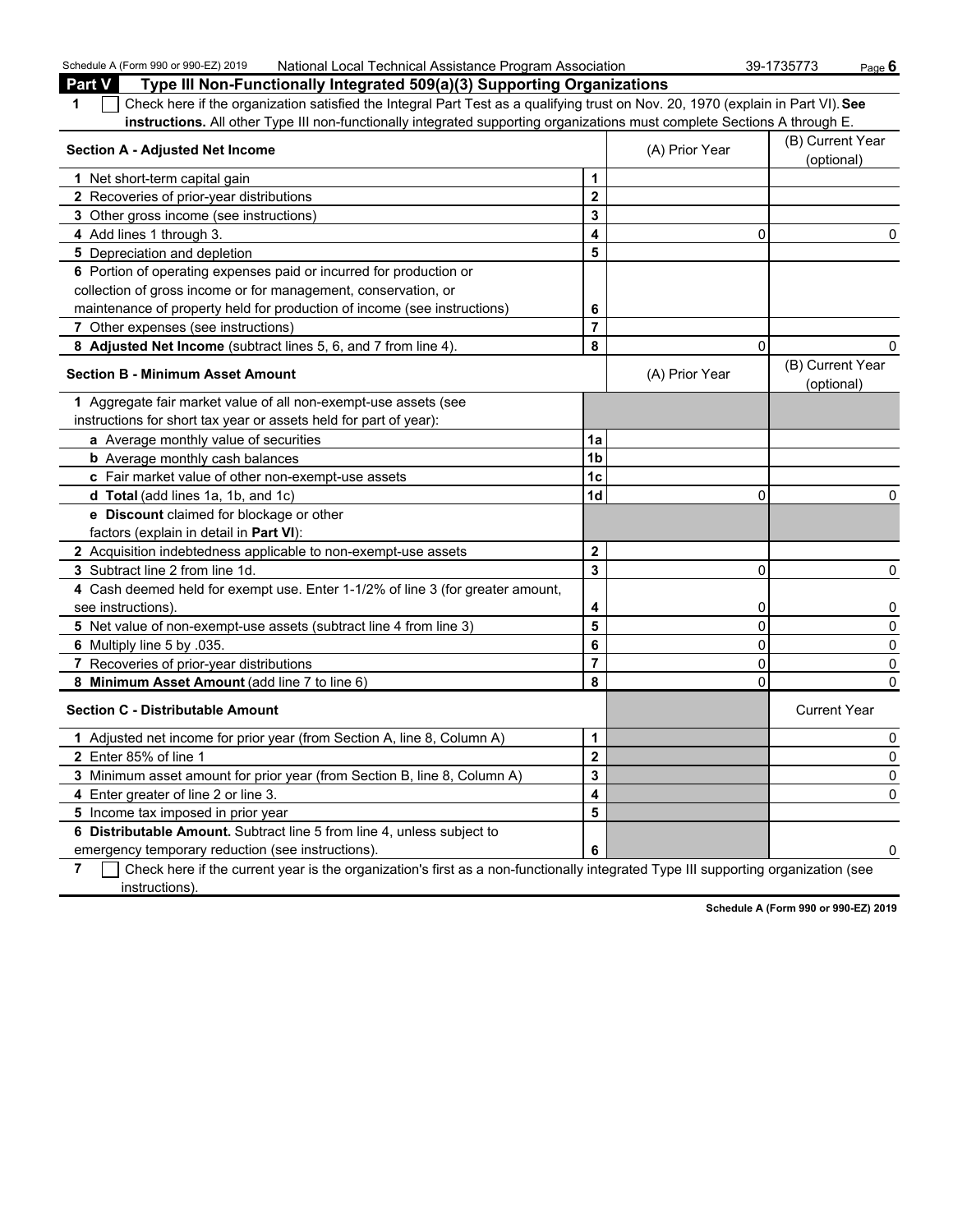## Part V Type III Non-Functionally Integrated 509(a)(3) Supporting Organizations

1 ☐ Check here if the organization satisfied the Integral Part Test as a qualifying trust on Nov. 20, 1970 (explain in Part VI). **See instructions.** All other Type III non-functionally integrated supporting organizations must complete Sections A through E.

| Section A - Adjusted Net Income | | (A) Prior Year | (B) Current Year (optional) |
|---|---|---|---|
| 1 Net short-term capital gain | 1 | | |
| 2 Recoveries of prior-year distributions | 2 | | |
| 3 Other gross income (see instructions) | 3 | | |
| 4 Add lines 1 through 3. | 4 | 0 | 0 |
| 5 Depreciation and depletion | 5 | | |
| 6 Portion of operating expenses paid or incurred for production or collection of gross income or for management, conservation, or maintenance of property held for production of income (see instructions) | 6 | | |
| 7 Other expenses (see instructions) | 7 | | |
| 8 **Adjusted Net Income** (subtract lines 5, 6, and 7 from line 4). | 8 | 0 | 0 |

| Section B - Minimum Asset Amount | | (A) Prior Year | (B) Current Year (optional) |
|---|---|---|---|
| 1 Aggregate fair market value of all non-exempt-use assets (see instructions for short tax year or assets held for part of year): | | | |
| a Average monthly value of securities | 1a | | |
| b Average monthly cash balances | 1b | | |
| c Fair market value of other non-exempt-use assets | 1c | | |
| d **Total** (add lines 1a, 1b, and 1c) | 1d | 0 | 0 |
| e **Discount** claimed for blockage or other factors (explain in detail in **Part VI**): | | | |
| 2 Acquisition indebtedness applicable to non-exempt-use assets | 2 | | |
| 3 Subtract line 2 from line 1d. | 3 | 0 | 0 |
| 4 Cash deemed held for exempt use. Enter 1-1/2% of line 3 (for greater amount, see instructions). | 4 | 0 | 0 |
| 5 Net value of non-exempt-use assets (subtract line 4 from line 3) | 5 | 0 | 0 |
| 6 Multiply line 5 by .035. | 6 | 0 | 0 |
| 7 Recoveries of prior-year distributions | 7 | 0 | 0 |
| 8 **Minimum Asset Amount** (add line 7 to line 6) | 8 | 0 | 0 |

| Section C - Distributable Amount | | | Current Year |
|---|---|---|---|
| 1 Adjusted net income for prior year (from Section A, line 8, Column A) | 1 | | 0 |
| 2 Enter 85% of line 1 | 2 | | 0 |
| 3 Minimum asset amount for prior year (from Section B, line 8, Column A) | 3 | | 0 |
| 4 Enter greater of line 2 or line 3. | 4 | | 0 |
| 5 Income tax imposed in prior year | 5 | | |
| 6 **Distributable Amount.** Subtract line 5 from line 4, unless subject to emergency temporary reduction (see instructions). | 6 | | 0 |

7 ☐ Check here if the current year is the organization's first as a non-functionally integrated Type III supporting organization (see instructions).

**Schedule A (Form 990 or 990-EZ) 2019**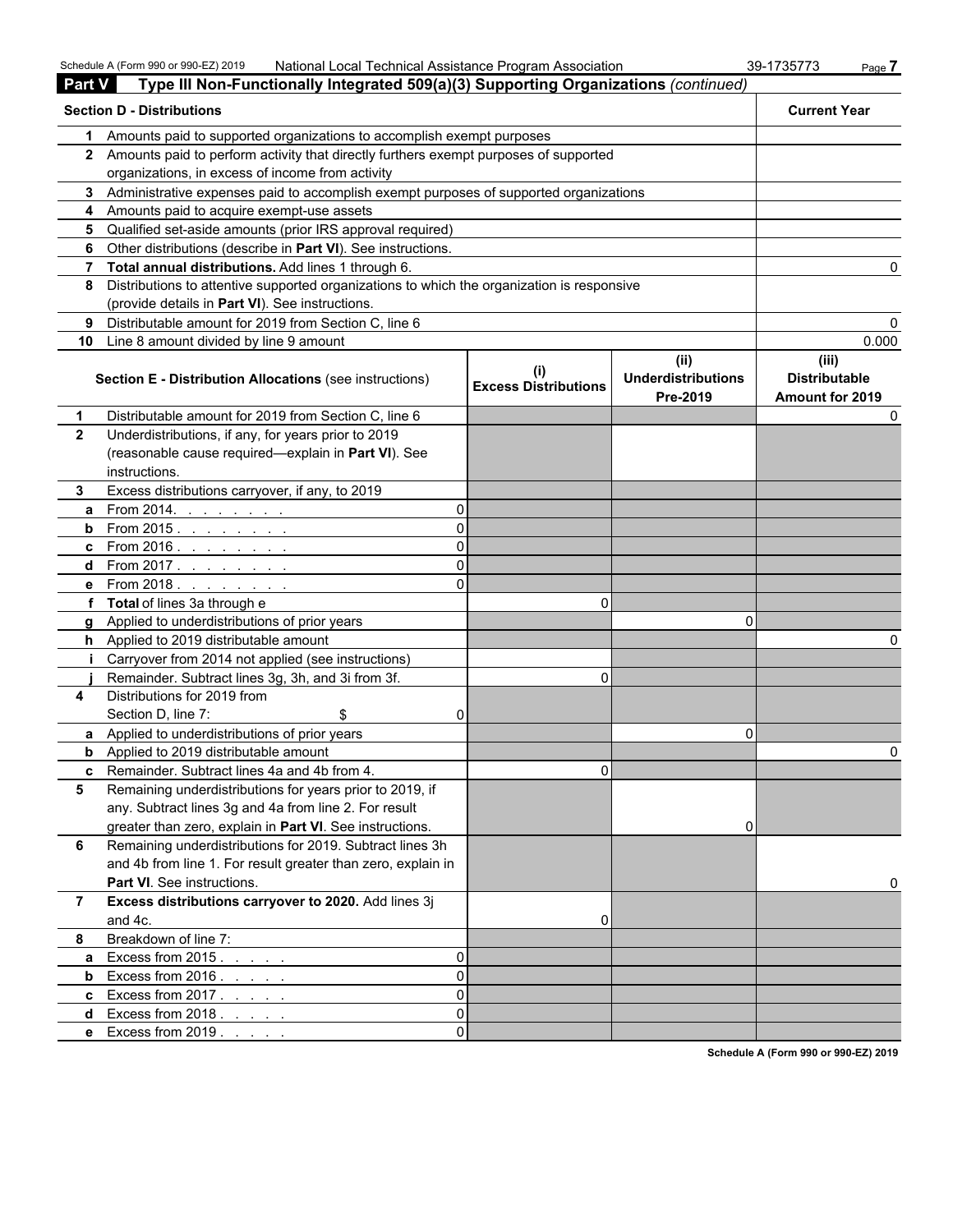## Part V Type III Non-Functionally Integrated 509(a)(3) Supporting Organizations *(continued)*

| **Section D - Distributions** | **Current Year** |
|---|---|
| **1** Amounts paid to supported organizations to accomplish exempt purposes | |
| **2** Amounts paid to perform activity that directly furthers exempt purposes of supported organizations, in excess of income from activity | |
| **3** Administrative expenses paid to accomplish exempt purposes of supported organizations | |
| **4** Amounts paid to acquire exempt-use assets | |
| **5** Qualified set-aside amounts (prior IRS approval required) | |
| **6** Other distributions (describe in **Part VI**). See instructions. | |
| **7** **Total annual distributions.** Add lines 1 through 6. | 0 |
| **8** Distributions to attentive supported organizations to which the organization is responsive (provide details in **Part VI**). See instructions. | |
| **9** Distributable amount for 2019 from Section C, line 6 | 0 |
| **10** Line 8 amount divided by line 9 amount | 0.000 |

| **Section E - Distribution Allocations** (see instructions) | **(i) Excess Distributions** | **(ii) Underdistributions Pre-2019** | **(iii) Distributable Amount for 2019** |
|---|---|---|---|
| **1** Distributable amount for 2019 from Section C, line 6 | | | 0 |
| **2** Underdistributions, if any, for years prior to 2019 (reasonable cause required—explain in **Part VI**). See instructions. | | | |
| **3** Excess distributions carryover, if any, to 2019 | | | |
| **a** From 2014. 0 | | | |
| **b** From 2015. 0 | | | |
| **c** From 2016. 0 | | | |
| **d** From 2017. 0 | | | |
| **e** From 2018. 0 | | | |
| **f** **Total** of lines 3a through e | 0 | | |
| **g** Applied to underdistributions of prior years | | 0 | |
| **h** Applied to 2019 distributable amount | | | 0 |
| **i** Carryover from 2014 not applied (see instructions) | | | |
| **j** Remainder. Subtract lines 3g, 3h, and 3i from 3f. | 0 | | |
| **4** Distributions for 2019 from Section D, line 7: $ 0 | | | |
| **a** Applied to underdistributions of prior years | | 0 | |
| **b** Applied to 2019 distributable amount | | | 0 |
| **c** Remainder. Subtract lines 4a and 4b from 4. | 0 | | |
| **5** Remaining underdistributions for years prior to 2019, if any. Subtract lines 3g and 4a from line 2. For result greater than zero, explain in **Part VI**. See instructions. | | 0 | |
| **6** Remaining underdistributions for 2019. Subtract lines 3h and 4b from line 1. For result greater than zero, explain in **Part VI**. See instructions. | | | 0 |
| **7** **Excess distributions carryover to 2020.** Add lines 3j and 4c. | 0 | | |
| **8** Breakdown of line 7: | | | |
| **a** Excess from 2015. 0 | | | |
| **b** Excess from 2016. 0 | | | |
| **c** Excess from 2017. 0 | | | |
| **d** Excess from 2018. 0 | | | |
| **e** Excess from 2019. 0 | | | |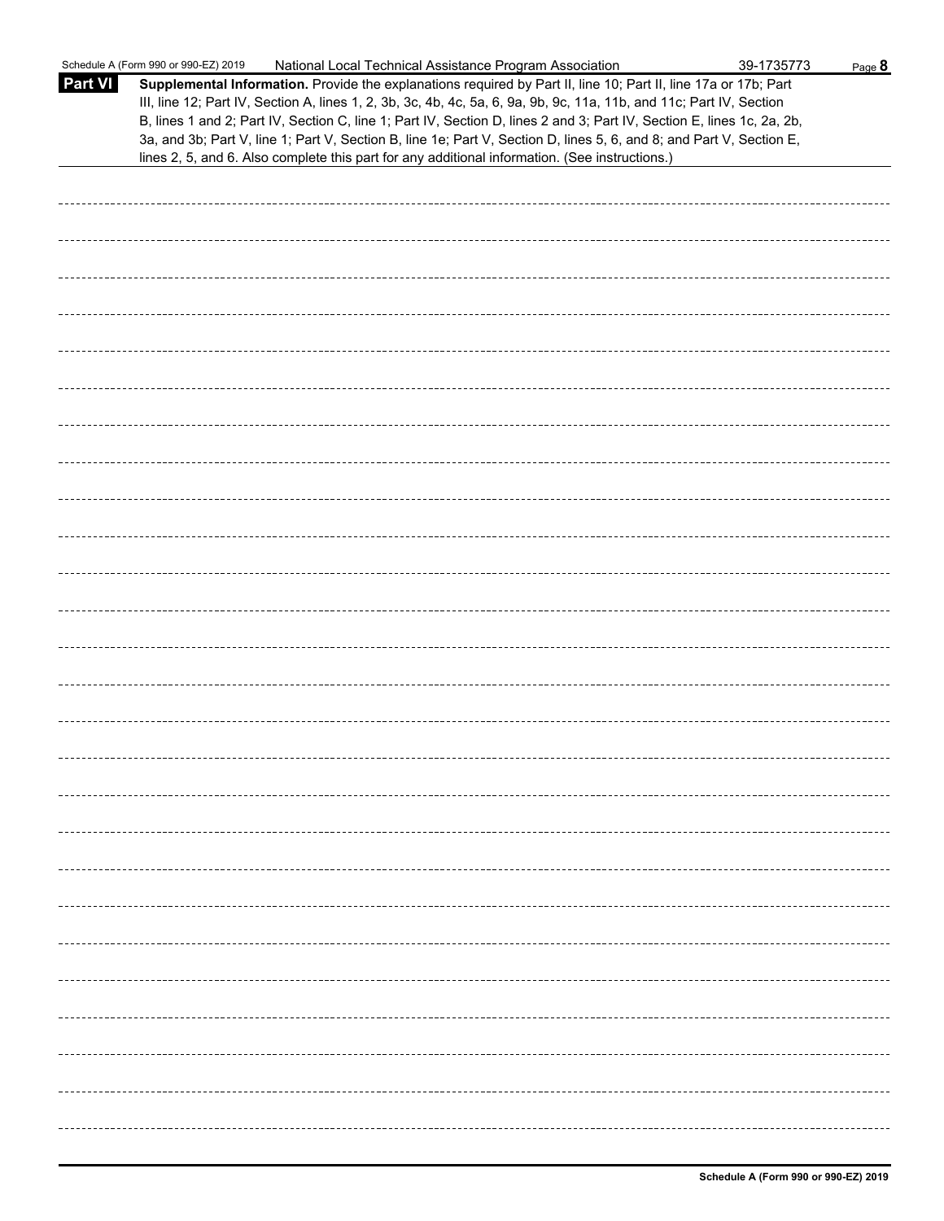Schedule A (Form 990 or 990-EZ) 2019 National Local Technical Assistance Program Association 39-1735773

**Part VI** **Supplemental Information.** Provide the explanations required by Part II, line 10; Part II, line 17a or 17b; Part III, line 12; Part IV, Section A, lines 1, 2, 3b, 3c, 4b, 4c, 5a, 6, 9a, 9b, 9c, 11a, 11b, and 11c; Part IV, Section B, lines 1 and 2; Part IV, Section C, line 1; Part IV, Section D, lines 2 and 3; Part IV, Section E, lines 1c, 2a, 2b, 3a, and 3b; Part V, line 1; Part V, Section B, line 1e; Part V, Section D, lines 5, 6, and 8; and Part V, Section E, lines 2, 5, and 6. Also complete this part for any additional information. (See instructions.)

Schedule A (Form 990 or 990-EZ) 2019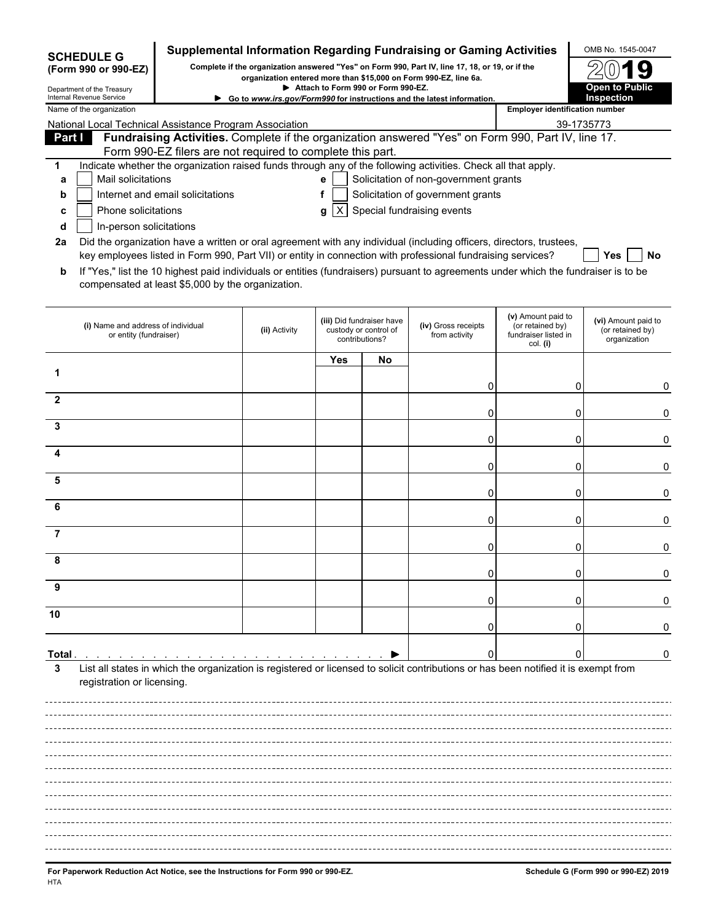**SCHEDULE G (Form 990 or 990-EZ)**

Department of the Treasury
Internal Revenue Service

# Supplemental Information Regarding Fundraising or Gaming Activities

**Complete if the organization answered "Yes" on Form 990, Part IV, line 17, 18, or 19, or if the organization entered more than $15,000 on Form 990-EZ, line 6a.**

**▶ Attach to Form 990 or Form 990-EZ.**

**▶ Go to *www.irs.gov/Form990* for instructions and the latest information.**

OMB No. 1545-0047

**2019**

**Open to Public Inspection**

Name of the organization: National Local Technical Assistance Program Association

Employer identification number: 39-1735773

**Part I** **Fundraising Activities.** Complete if the organization answered "Yes" on Form 990, Part IV, line 17. Form 990-EZ filers are not required to complete this part.

1 Indicate whether the organization raised funds through any of the following activities. Check all that apply.

- a [ ] Mail solicitations
- b [ ] Internet and email solicitations
- c [ ] Phone solicitations
- d [ ] In-person solicitations
- e [ ] Solicitation of non-government grants
- f [ ] Solicitation of government grants
- g [X] Special fundraising events

2a Did the organization have a written or oral agreement with any individual (including officers, directors, trustees, key employees listed in Form 990, Part VII) or entity in connection with professional fundraising services? [ ] Yes [ ] No

b If "Yes," list the 10 highest paid individuals or entities (fundraisers) pursuant to agreements under which the fundraiser is to be compensated at least $5,000 by the organization.

| | (i) Name and address of individual or entity (fundraiser) | (ii) Activity | (iii) Did fundraiser have custody or control of contributions? | | (iv) Gross receipts from activity | (v) Amount paid to (or retained by) fundraiser listed in col. (i) | (vi) Amount paid to (or retained by) organization |
|---|---|---|---|---|---|---|---|
| | | | Yes | No | | | |
| 1 | | | | | 0 | 0 | 0 |
| 2 | | | | | 0 | 0 | 0 |
| 3 | | | | | 0 | 0 | 0 |
| 4 | | | | | 0 | 0 | 0 |
| 5 | | | | | 0 | 0 | 0 |
| 6 | | | | | 0 | 0 | 0 |
| 7 | | | | | 0 | 0 | 0 |
| 8 | | | | | 0 | 0 | 0 |
| 9 | | | | | 0 | 0 | 0 |
| 10 | | | | | 0 | 0 | 0 |
| **Total** | | | | ▶ | 0 | 0 | 0 |

3 List all states in which the organization is registered or licensed to solicit contributions or has been notified it is exempt from registration or licensing.

**For Paperwork Reduction Act Notice, see the Instructions for Form 990 or 990-EZ.**

HTA

**Schedule G (Form 990 or 990-EZ) 2019**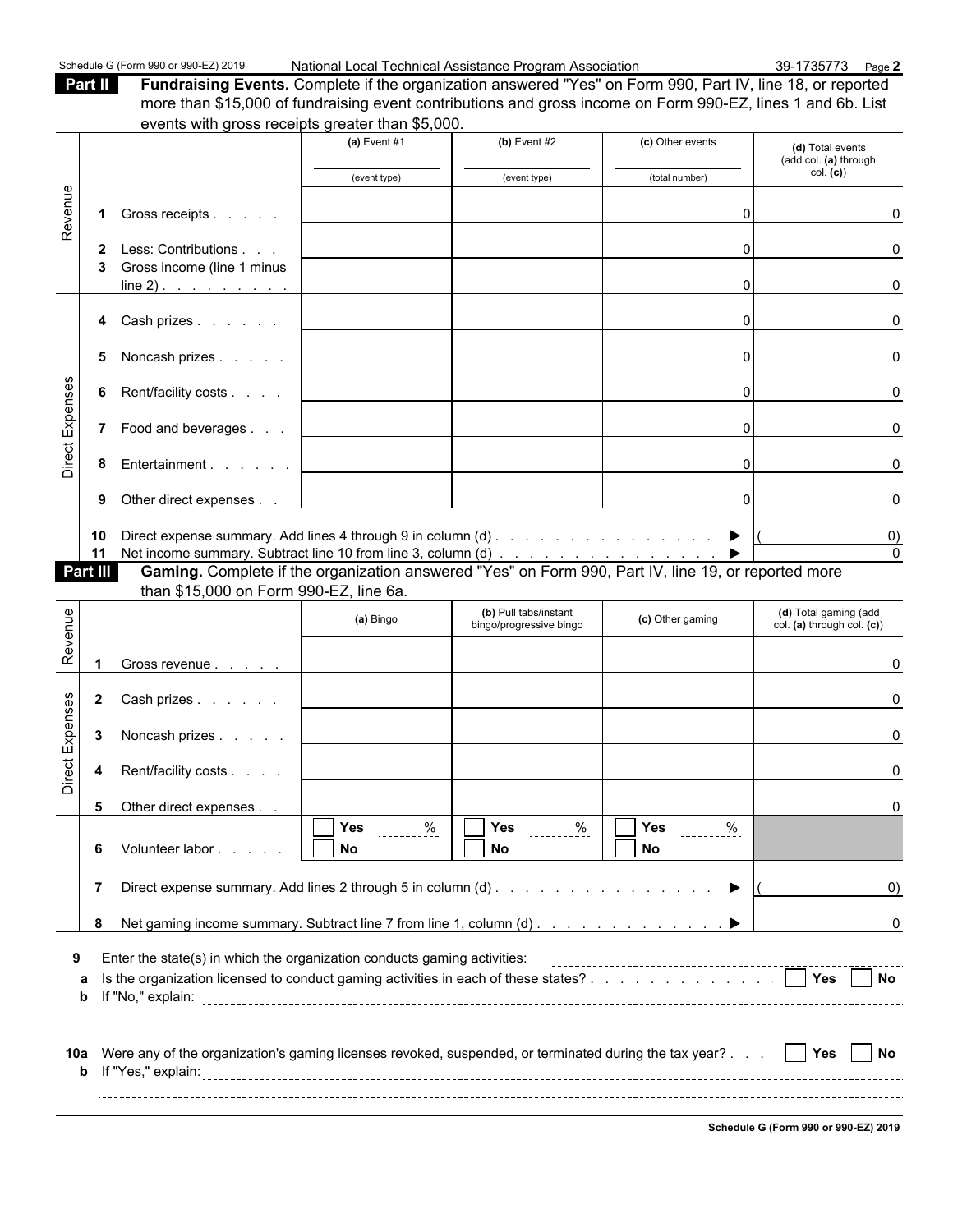## Part II Fundraising Events.

Complete if the organization answered "Yes" on Form 990, Part IV, line 18, or reported more than $15,000 of fundraising event contributions and gross income on Form 990-EZ, lines 1 and 6b. List events with gross receipts greater than $5,000.

| | | (a) Event #1 (event type) | (b) Event #2 (event type) | (c) Other events (total number) | (d) Total events (add col. (a) through col. (c)) |
|---|---|---|---|---|---|
| Revenue | 1 Gross receipts | | | 0 | 0 |
| | 2 Less: Contributions | | | 0 | 0 |
| | 3 Gross income (line 1 minus line 2) | | | 0 | 0 |
| Direct Expenses | 4 Cash prizes | | | 0 | 0 |
| | 5 Noncash prizes | | | 0 | 0 |
| | 6 Rent/facility costs | | | 0 | 0 |
| | 7 Food and beverages | | | 0 | 0 |
| | 8 Entertainment | | | 0 | 0 |
| | 9 Other direct expenses | | | 0 | 0 |

10 Direct expense summary. Add lines 4 through 9 in column (d) ▶ ( 0)

11 Net income summary. Subtract line 10 from line 3, column (d) ▶ 0

## Part III Gaming.

Complete if the organization answered "Yes" on Form 990, Part IV, line 19, or reported more than $15,000 on Form 990-EZ, line 6a.

| | | (a) Bingo | (b) Pull tabs/instant bingo/progressive bingo | (c) Other gaming | (d) Total gaming (add col. (a) through col. (c)) |
|---|---|---|---|---|---|
| Revenue | 1 Gross revenue | | | | 0 |
| Direct Expenses | 2 Cash prizes | | | | 0 |
| | 3 Noncash prizes | | | | 0 |
| | 4 Rent/facility costs | | | | 0 |
| | 5 Other direct expenses | | | | 0 |
| | 6 Volunteer labor | ☐ Yes ____ % ☐ No | ☐ Yes ____ % ☐ No | ☐ Yes ____ % ☐ No | |

7 Direct expense summary. Add lines 2 through 5 in column (d) ▶ ( 0)

8 Net gaming income summary. Subtract line 7 from line 1, column (d) ▶ 0

9 Enter the state(s) in which the organization conducts gaming activities:

a Is the organization licensed to conduct gaming activities in each of these states? ☐ Yes ☐ No

b If "No," explain:

10a Were any of the organization's gaming licenses revoked, suspended, or terminated during the tax year? ☐ Yes ☐ No

b If "Yes," explain: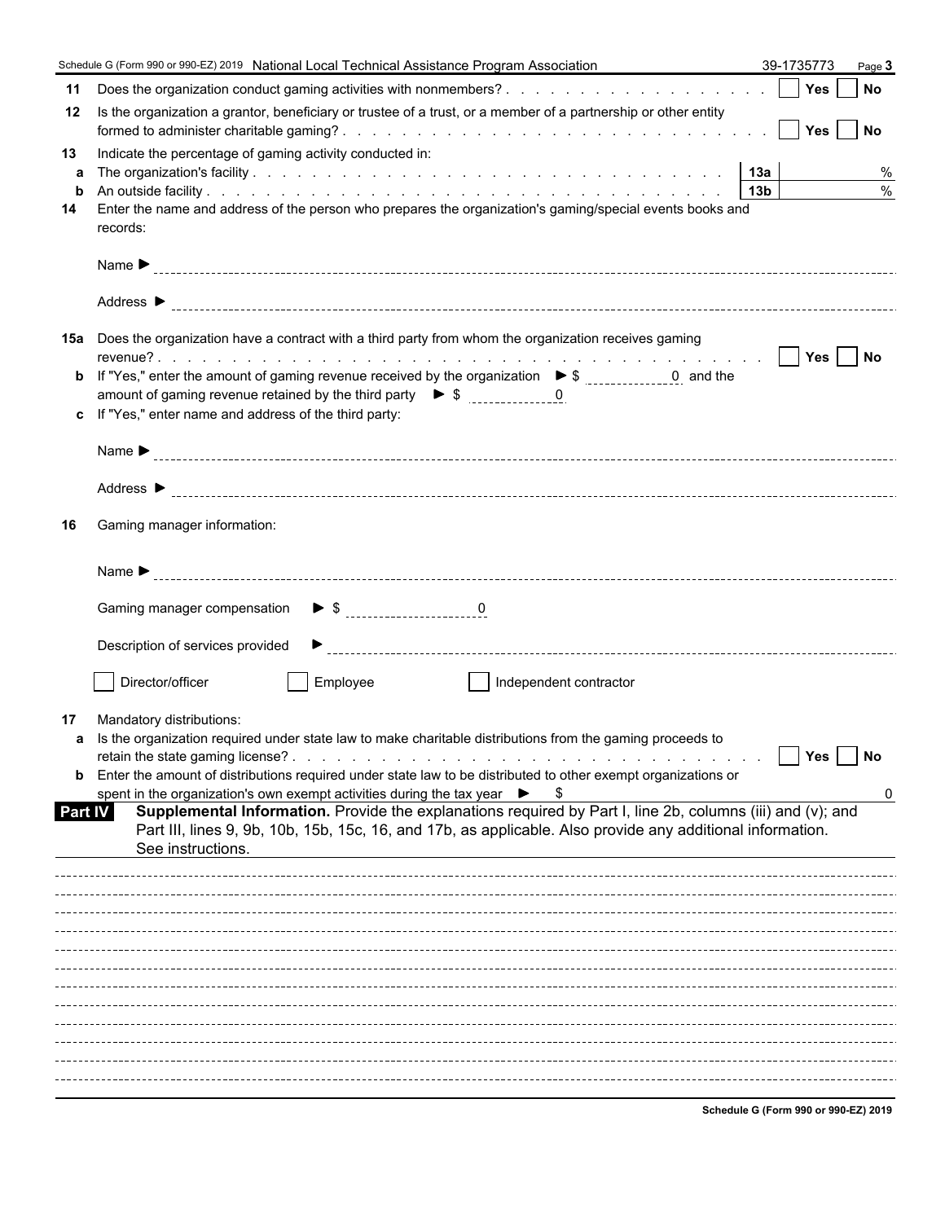Schedule G (Form 990 or 990-EZ) 2019 National Local Technical Assistance Program Association 39-1735773 Page 3

**11** Does the organization conduct gaming activities with nonmembers? . . . . . . . . . . . . . . . . . . . ☐ Yes ☐ No

**12** Is the organization a grantor, beneficiary or trustee of a trust, or a member of a partnership or other entity formed to administer charitable gaming? . . . . . . . . . . . . . . . . . . . ☐ Yes ☐ No

**13** Indicate the percentage of gaming activity conducted in:

**a** The organization's facility . . . . . . . . . . . . . . . . . . . **13a** %

**b** An outside facility . . . . . . . . . . . . . . . . . . . **13b** %

**14** Enter the name and address of the person who prepares the organization's gaming/special events books and records:

Name ►

Address ►

**15a** Does the organization have a contract with a third party from whom the organization receives gaming revenue? . . . . . . . . . . . . . . . . . . . ☐ Yes ☐ No

**b** If "Yes," enter the amount of gaming revenue received by the organization ► $ 0 and the amount of gaming revenue retained by the third party ► $ 0

**c** If "Yes," enter name and address of the third party:

Name ►

Address ►

**16** Gaming manager information:

Name ►

Gaming manager compensation ► $ 0

Description of services provided ►

☐ Director/officer ☐ Employee ☐ Independent contractor

**17** Mandatory distributions:

**a** Is the organization required under state law to make charitable distributions from the gaming proceeds to retain the state gaming license? . . . . . . . . . . . . . . . . . . . ☐ Yes ☐ No

**b** Enter the amount of distributions required under state law to be distributed to other exempt organizations or spent in the organization's own exempt activities during the tax year ► $ 0

**Part IV** **Supplemental Information.** Provide the explanations required by Part I, line 2b, columns (iii) and (v); and Part III, lines 9, 9b, 10b, 15b, 15c, 16, and 17b, as applicable. Also provide any additional information. See instructions.

**Schedule G (Form 990 or 990-EZ) 2019**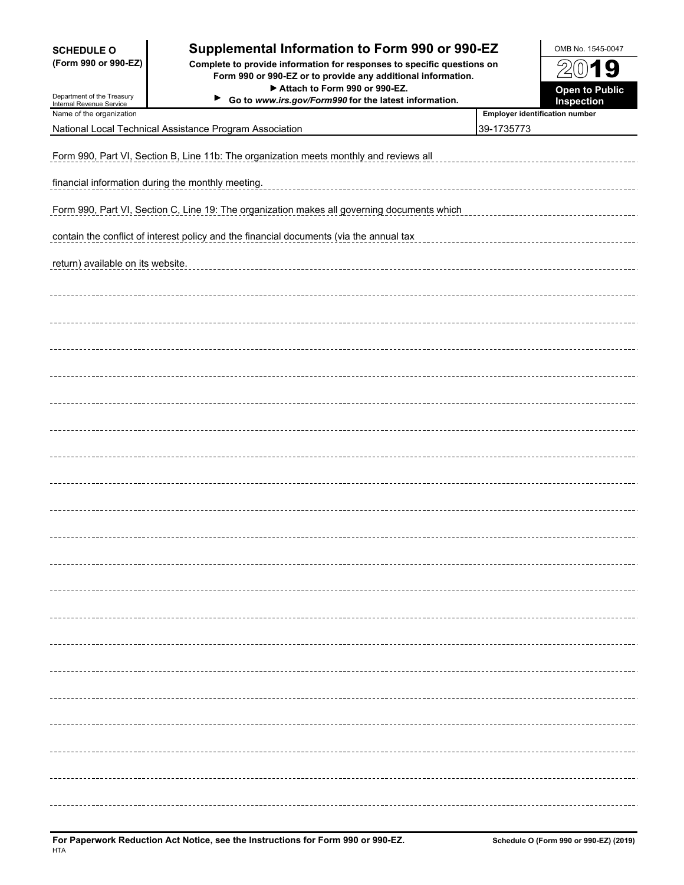**SCHEDULE O (Form 990 or 990-EZ)**

Department of the Treasury
Internal Revenue Service

# Supplemental Information to Form 990 or 990-EZ

**Complete to provide information for responses to specific questions on Form 990 or 990-EZ or to provide any additional information.**
**▶ Attach to Form 990 or 990-EZ.**
**▶ Go to *www.irs.gov/Form990* for the latest information.**

OMB No. 1545-0047

**2019**

**Open to Public Inspection**

| Name of the organization | Employer identification number |
|---|---|
| National Local Technical Assistance Program Association | 39-1735773 |

Form 990, Part VI, Section B, Line 11b: The organization meets monthly and reviews all financial information during the monthly meeting.

Form 990, Part VI, Section C, Line 19: The organization makes all governing documents which contain the conflict of interest policy and the financial documents (via the annual tax return) available on its website.

**For Paperwork Reduction Act Notice, see the Instructions for Form 990 or 990-EZ.**
HTA

**Schedule O (Form 990 or 990-EZ) (2019)**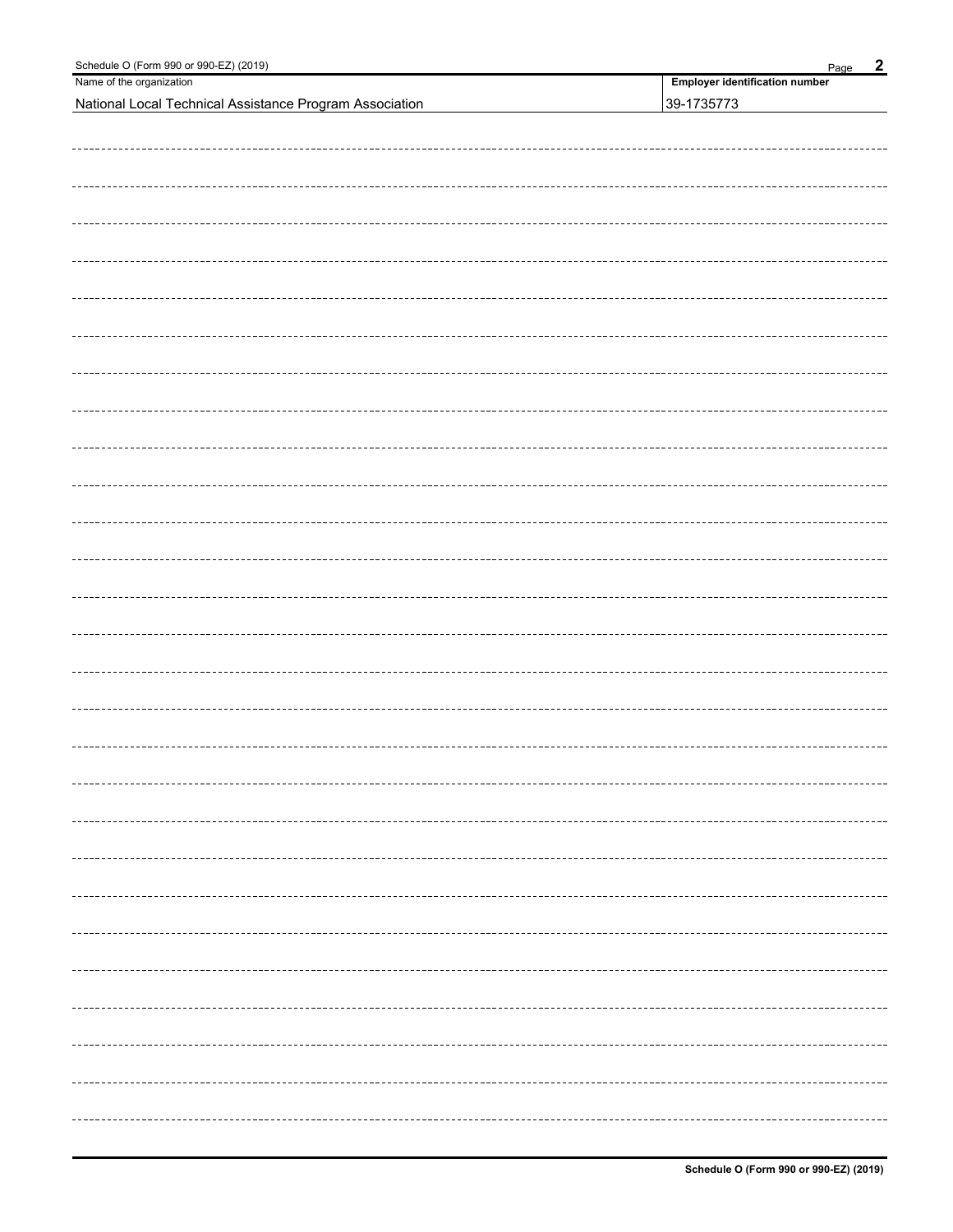| Name of the organization | Employer identification number |
| --- | --- |
| National Local Technical Assistance Program Association | 39-1735773 |